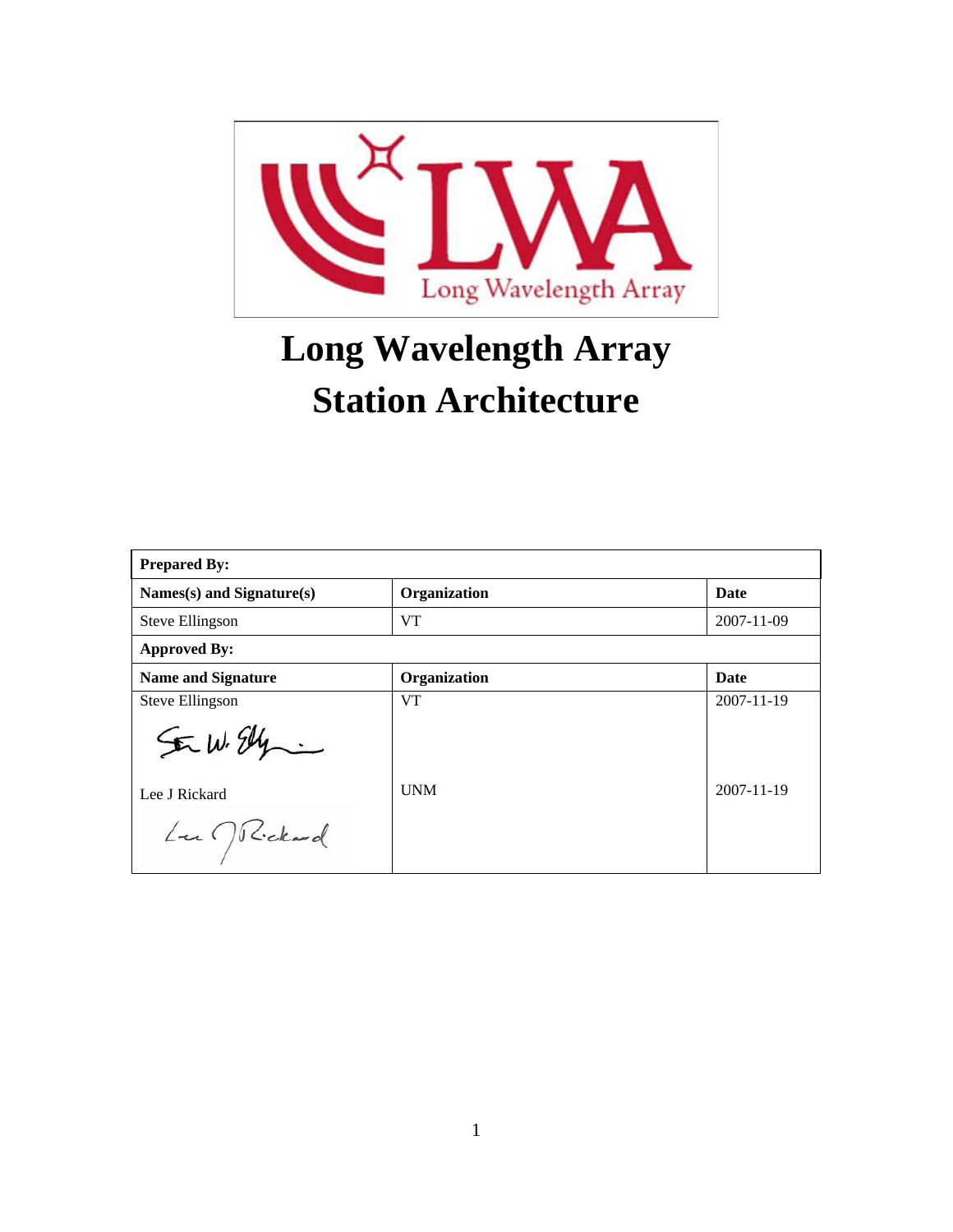# Long Wavelength Array Station Architecture

| **Prepared By:** | | |
|---|---|---|
| **Names(s) and Signature(s)** | **Organization** | **Date** |
| Steve Ellingson | VT | 2007-11-09 |
| **Approved By:** | | |
| **Name and Signature** | **Organization** | **Date** |
| Steve Ellingson | VT | 2007-11-19 |
| Lee J Rickard | UNM | 2007-11-19 |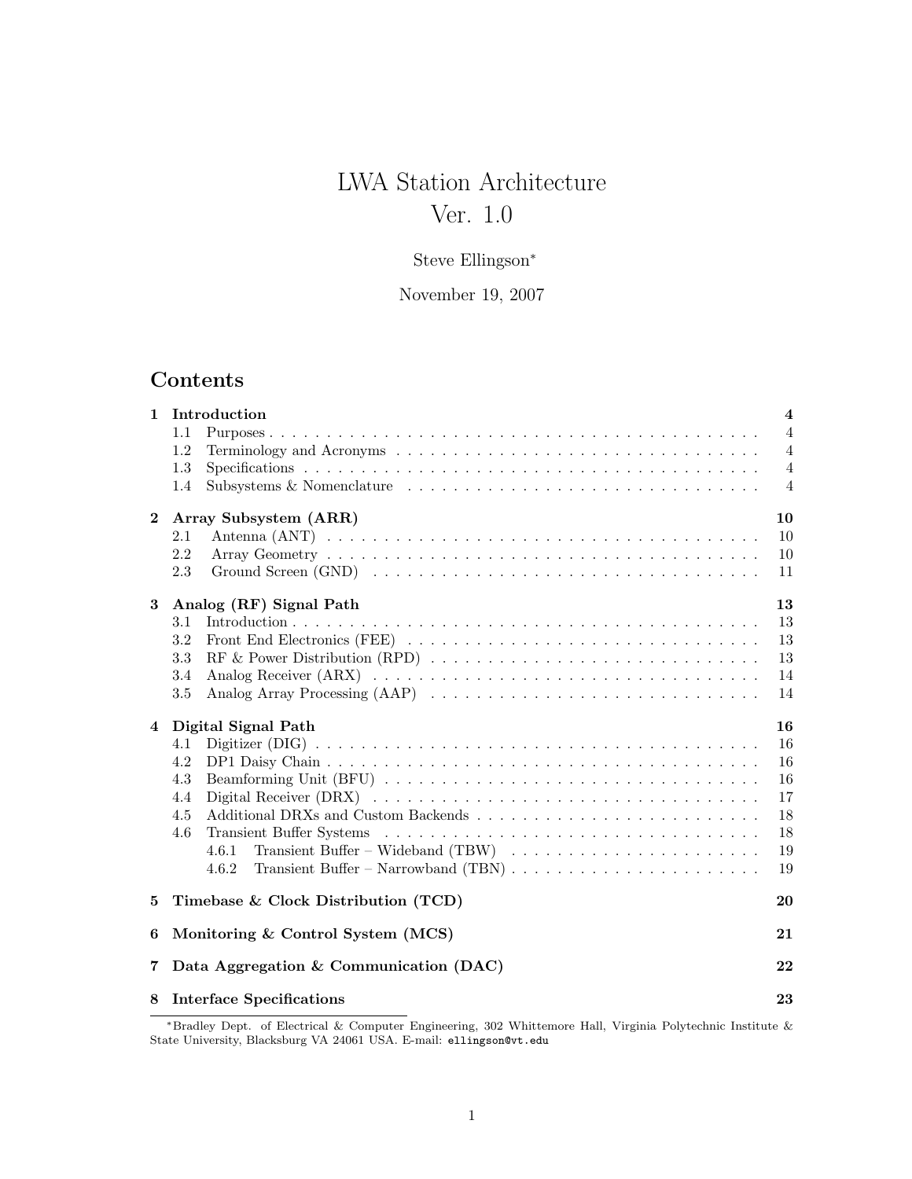# LWA Station Architecture
# Ver. 1.0

Steve Ellingson*

November 19, 2007

## Contents

| | | |
|---|---|---|
| **1** | **Introduction** | **4** |
| 1.1 | Purposes | 4 |
| 1.2 | Terminology and Acronyms | 4 |
| 1.3 | Specifications | 4 |
| 1.4 | Subsystems & Nomenclature | 4 |
| **2** | **Array Subsystem (ARR)** | **10** |
| 2.1 | Antenna (ANT) | 10 |
| 2.2 | Array Geometry | 10 |
| 2.3 | Ground Screen (GND) | 11 |
| **3** | **Analog (RF) Signal Path** | **13** |
| 3.1 | Introduction | 13 |
| 3.2 | Front End Electronics (FEE) | 13 |
| 3.3 | RF & Power Distribution (RPD) | 13 |
| 3.4 | Analog Receiver (ARX) | 14 |
| 3.5 | Analog Array Processing (AAP) | 14 |
| **4** | **Digital Signal Path** | **16** |
| 4.1 | Digitizer (DIG) | 16 |
| 4.2 | DP1 Daisy Chain | 16 |
| 4.3 | Beamforming Unit (BFU) | 16 |
| 4.4 | Digital Receiver (DRX) | 17 |
| 4.5 | Additional DRXs and Custom Backends | 18 |
| 4.6 | Transient Buffer Systems | 18 |
| 4.6.1 | Transient Buffer – Wideband (TBW) | 19 |
| 4.6.2 | Transient Buffer – Narrowband (TBN) | 19 |
| **5** | **Timebase & Clock Distribution (TCD)** | **20** |
| **6** | **Monitoring & Control System (MCS)** | **21** |
| **7** | **Data Aggregation & Communication (DAC)** | **22** |
| **8** | **Interface Specifications** | **23** |

*Bradley Dept. of Electrical & Computer Engineering, 302 Whittemore Hall, Virginia Polytechnic Institute & State University, Blacksburg VA 24061 USA. E-mail: ellingson@vt.edu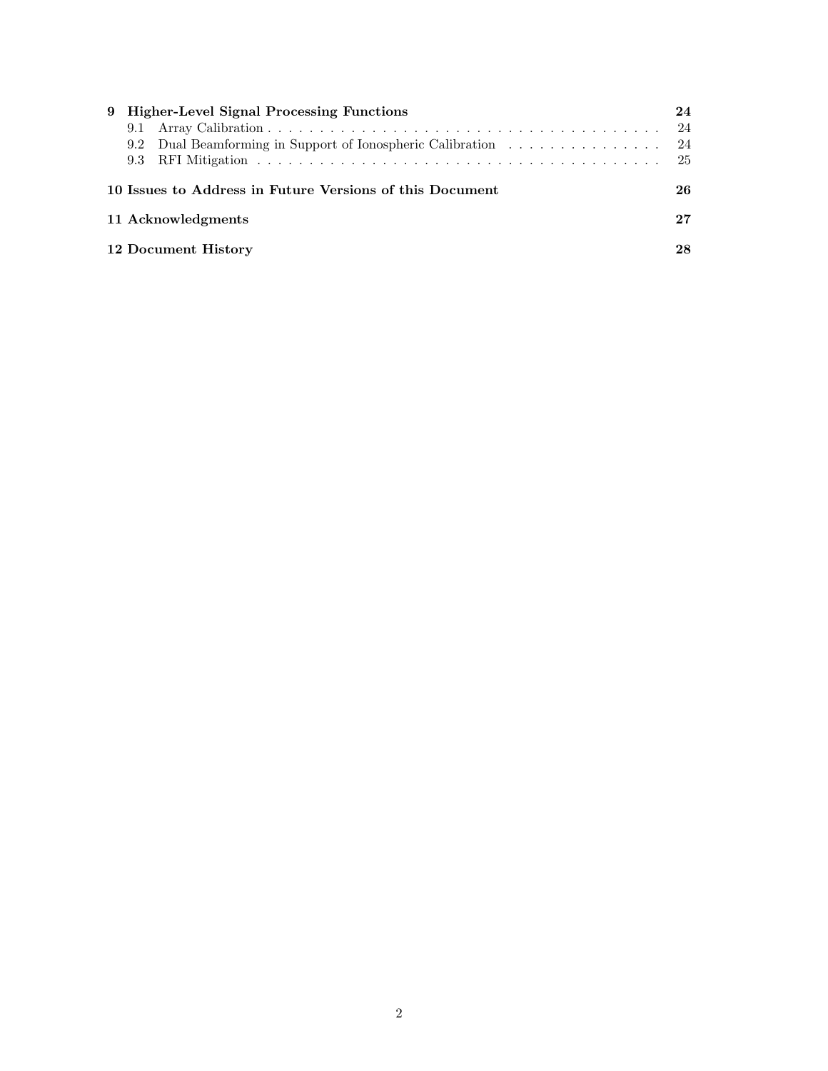**9 Higher-Level Signal Processing Functions** **24**

- 9.1 Array Calibration . . . . . . . . . . 24
- 9.2 Dual Beamforming in Support of Ionospheric Calibration . . . . . . . . . . 24
- 9.3 RFI Mitigation . . . . . . . . . . 25

**10 Issues to Address in Future Versions of this Document** **26**

**11 Acknowledgments** **27**

**12 Document History** **28**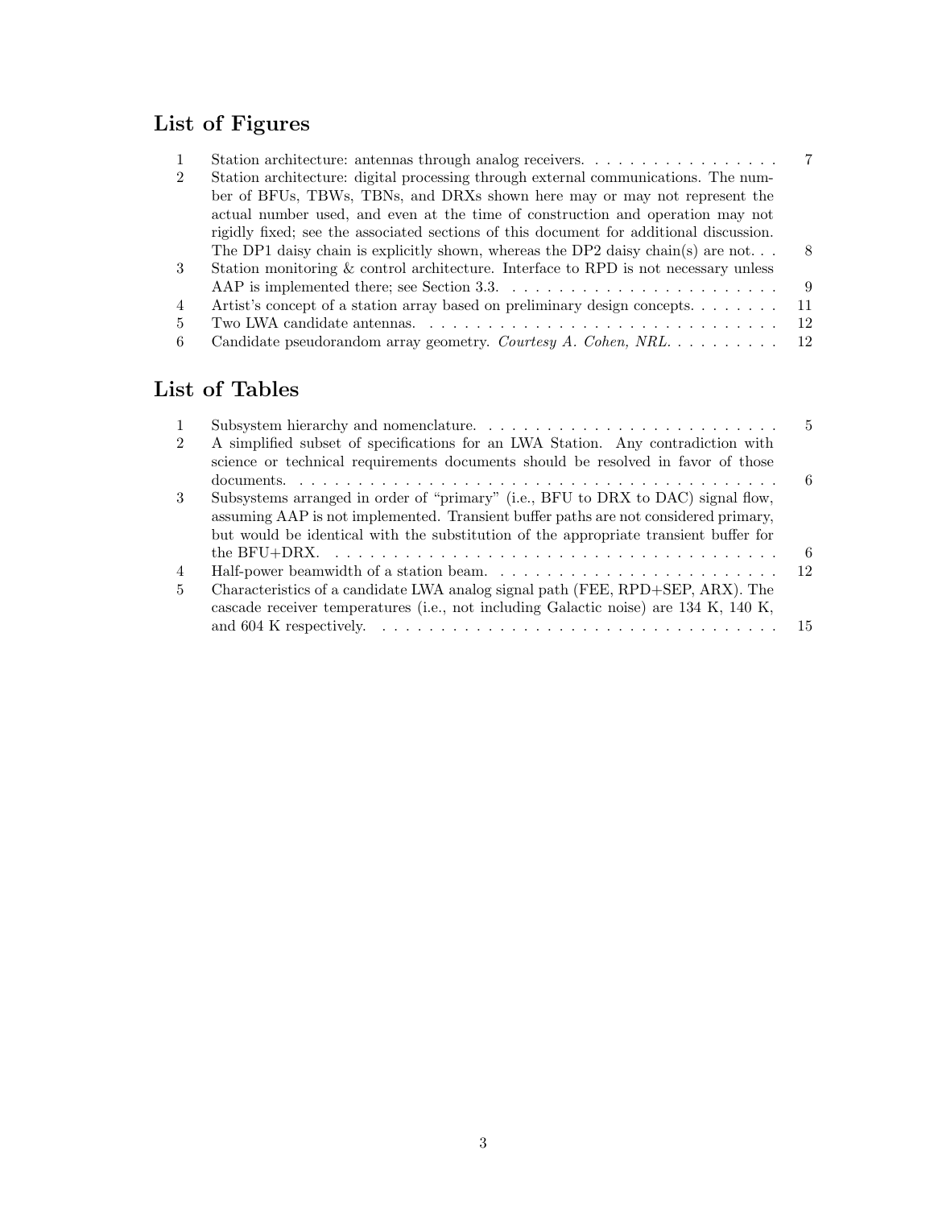## List of Figures

| | | |
|---|---|---|
| 1 | Station architecture: antennas through analog receivers. | 7 |
| 2 | Station architecture: digital processing through external communications. The number of BFUs, TBWs, TBNs, and DRXs shown here may or may not represent the actual number used, and even at the time of construction and operation may not rigidly fixed; see the associated sections of this document for additional discussion. The DP1 daisy chain is explicitly shown, whereas the DP2 daisy chain(s) are not. | 8 |
| 3 | Station monitoring & control architecture. Interface to RPD is not necessary unless AAP is implemented there; see Section 3.3. | 9 |
| 4 | Artist's concept of a station array based on preliminary design concepts. | 11 |
| 5 | Two LWA candidate antennas. | 12 |
| 6 | Candidate pseudorandom array geometry. *Courtesy A. Cohen, NRL.* | 12 |

## List of Tables

| | | |
|---|---|---|
| 1 | Subsystem hierarchy and nomenclature. | 5 |
| 2 | A simplified subset of specifications for an LWA Station. Any contradiction with science or technical requirements documents should be resolved in favor of those documents. | 6 |
| 3 | Subsystems arranged in order of "primary" (i.e., BFU to DRX to DAC) signal flow, assuming AAP is not implemented. Transient buffer paths are not considered primary, but would be identical with the substitution of the appropriate transient buffer for the BFU+DRX. | 6 |
| 4 | Half-power beamwidth of a station beam. | 12 |
| 5 | Characteristics of a candidate LWA analog signal path (FEE, RPD+SEP, ARX). The cascade receiver temperatures (i.e., not including Galactic noise) are 134 K, 140 K, and 604 K respectively. | 15 |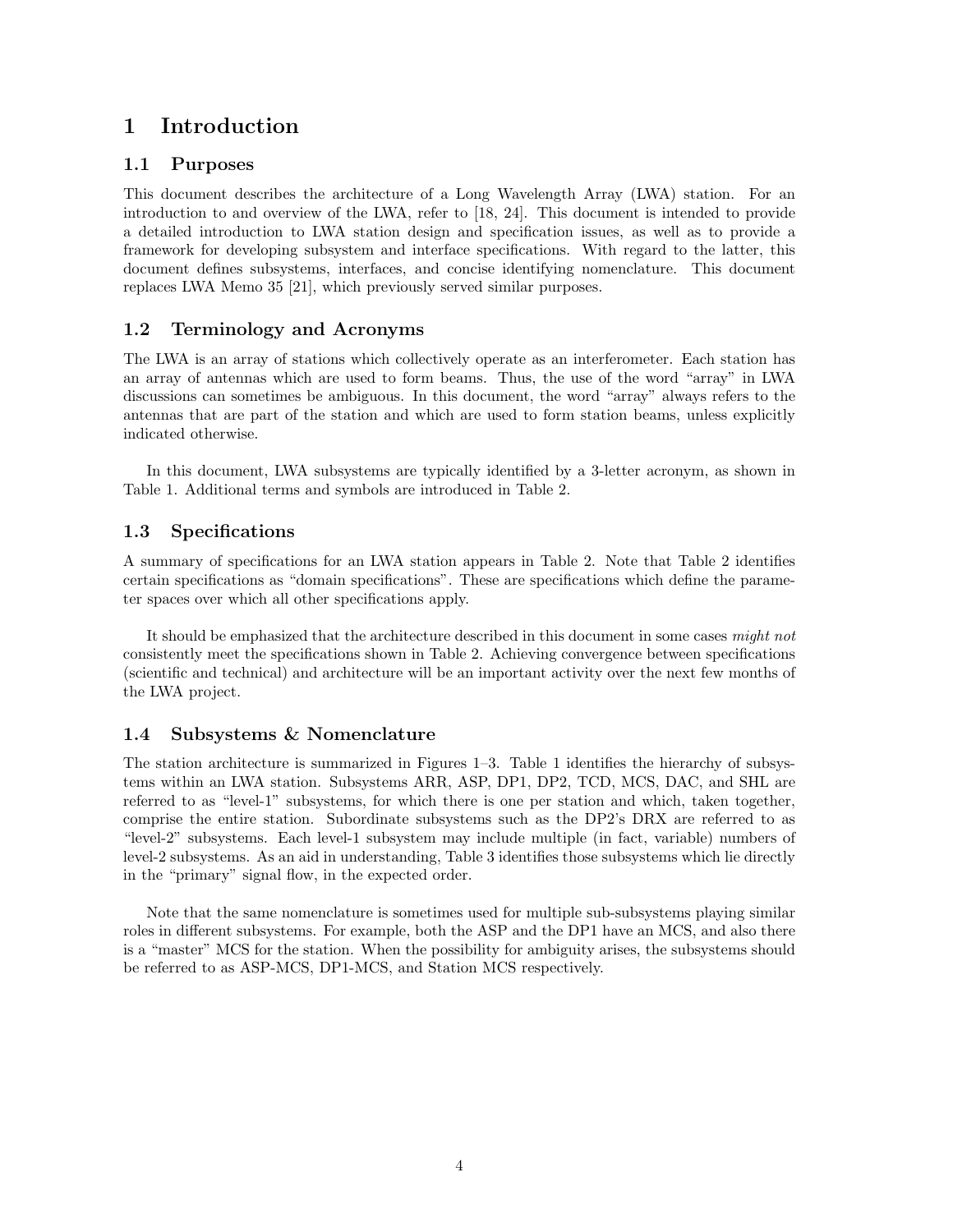# 1 Introduction

## 1.1 Purposes

This document describes the architecture of a Long Wavelength Array (LWA) station. For an introduction to and overview of the LWA, refer to [18, 24]. This document is intended to provide a detailed introduction to LWA station design and specification issues, as well as to provide a framework for developing subsystem and interface specifications. With regard to the latter, this document defines subsystems, interfaces, and concise identifying nomenclature. This document replaces LWA Memo 35 [21], which previously served similar purposes.

## 1.2 Terminology and Acronyms

The LWA is an array of stations which collectively operate as an interferometer. Each station has an array of antennas which are used to form beams. Thus, the use of the word "array" in LWA discussions can sometimes be ambiguous. In this document, the word "array" always refers to the antennas that are part of the station and which are used to form station beams, unless explicitly indicated otherwise.

In this document, LWA subsystems are typically identified by a 3-letter acronym, as shown in Table 1. Additional terms and symbols are introduced in Table 2.

## 1.3 Specifications

A summary of specifications for an LWA station appears in Table 2. Note that Table 2 identifies certain specifications as "domain specifications". These are specifications which define the parameter spaces over which all other specifications apply.

It should be emphasized that the architecture described in this document in some cases *might not* consistently meet the specifications shown in Table 2. Achieving convergence between specifications (scientific and technical) and architecture will be an important activity over the next few months of the LWA project.

## 1.4 Subsystems & Nomenclature

The station architecture is summarized in Figures 1–3. Table 1 identifies the hierarchy of subsystems within an LWA station. Subsystems ARR, ASP, DP1, DP2, TCD, MCS, DAC, and SHL are referred to as "level-1" subsystems, for which there is one per station and which, taken together, comprise the entire station. Subordinate subsystems such as the DP2's DRX are referred to as "level-2" subsystems. Each level-1 subsystem may include multiple (in fact, variable) numbers of level-2 subsystems. As an aid in understanding, Table 3 identifies those subsystems which lie directly in the "primary" signal flow, in the expected order.

Note that the same nomenclature is sometimes used for multiple sub-subsystems playing similar roles in different subsystems. For example, both the ASP and the DP1 have an MCS, and also there is a "master" MCS for the station. When the possibility for ambiguity arises, the subsystems should be referred to as ASP-MCS, DP1-MCS, and Station MCS respectively.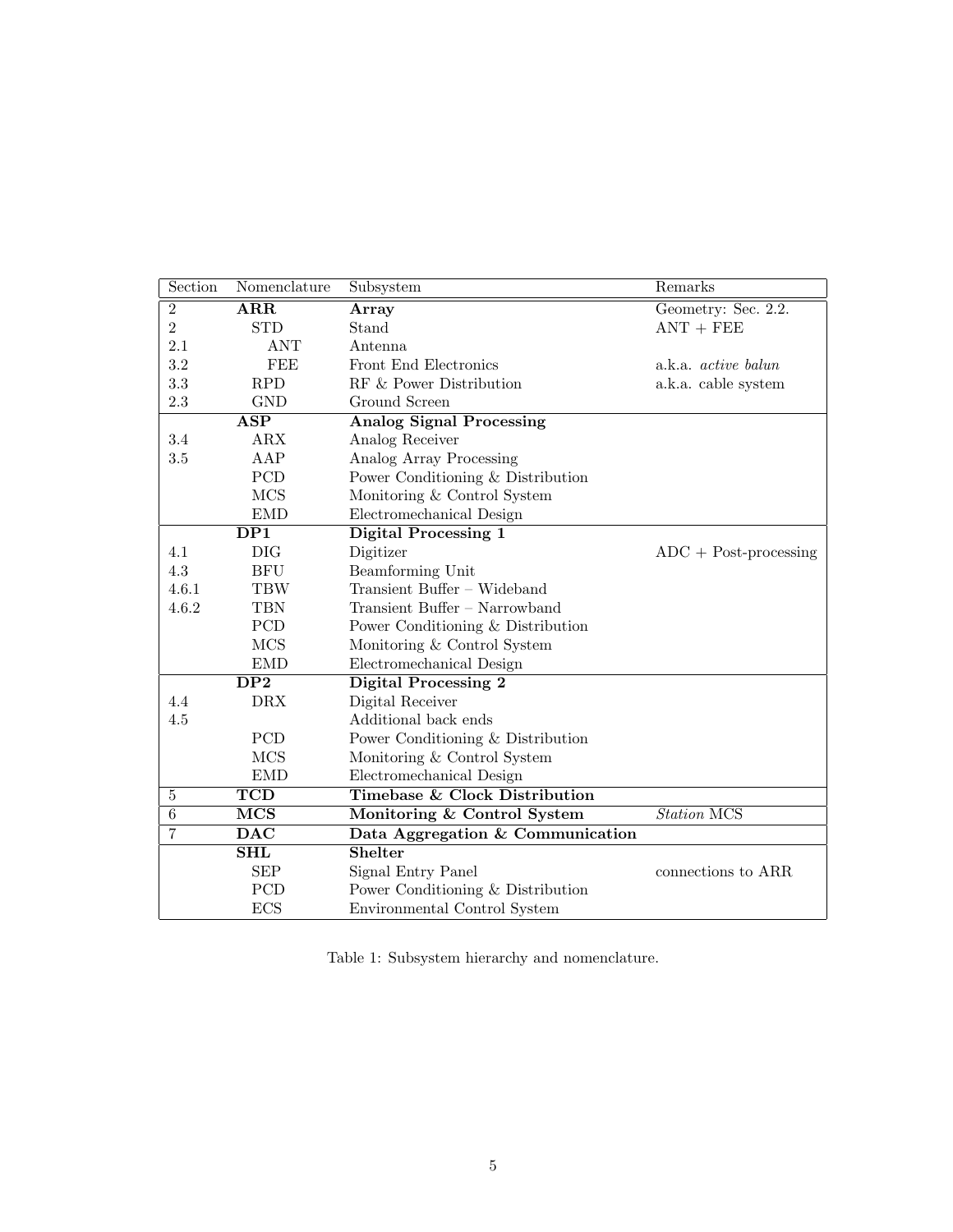| Section | Nomenclature | Subsystem | Remarks |
|---|---|---|---|
| 2 | **ARR** | **Array** | Geometry: Sec. 2.2. |
| 2 | STD | Stand | ANT + FEE |
| 2.1 | ANT | Antenna | |
| 3.2 | FEE | Front End Electronics | a.k.a. *active balun* |
| 3.3 | RPD | RF & Power Distribution | a.k.a. cable system |
| 2.3 | GND | Ground Screen | |
| | **ASP** | **Analog Signal Processing** | |
| 3.4 | ARX | Analog Receiver | |
| 3.5 | AAP | Analog Array Processing | |
| | PCD | Power Conditioning & Distribution | |
| | MCS | Monitoring & Control System | |
| | EMD | Electromechanical Design | |
| | **DP1** | **Digital Processing 1** | |
| 4.1 | DIG | Digitizer | ADC + Post-processing |
| 4.3 | BFU | Beamforming Unit | |
| 4.6.1 | TBW | Transient Buffer – Wideband | |
| 4.6.2 | TBN | Transient Buffer – Narrowband | |
| | PCD | Power Conditioning & Distribution | |
| | MCS | Monitoring & Control System | |
| | EMD | Electromechanical Design | |
| | **DP2** | **Digital Processing 2** | |
| 4.4 | DRX | Digital Receiver | |
| 4.5 | | Additional back ends | |
| | PCD | Power Conditioning & Distribution | |
| | MCS | Monitoring & Control System | |
| | EMD | Electromechanical Design | |
| 5 | **TCD** | **Timebase & Clock Distribution** | |
| 6 | **MCS** | **Monitoring & Control System** | *Station* MCS |
| 7 | **DAC** | **Data Aggregation & Communication** | |
| | **SHL** | **Shelter** | |
| | SEP | Signal Entry Panel | connections to ARR |
| | PCD | Power Conditioning & Distribution | |
| | ECS | Environmental Control System | |

Table 1: Subsystem hierarchy and nomenclature.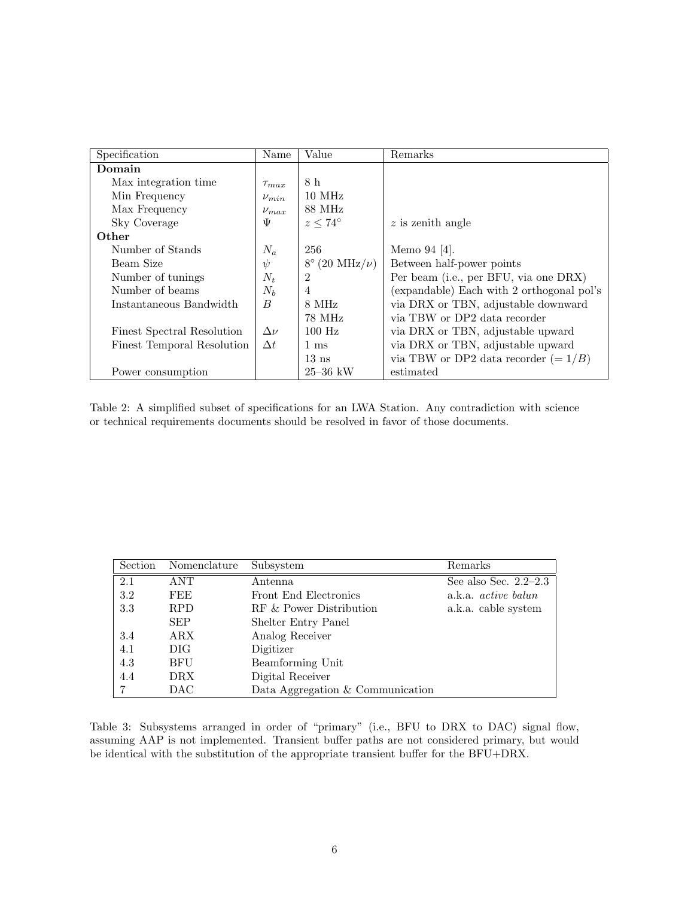| Specification | Name | Value | Remarks |
|---|---|---|---|
| **Domain** | | | |
| Max integration time | $\tau_{max}$ | 8 h | |
| Min Frequency | $\nu_{min}$ | 10 MHz | |
| Max Frequency | $\nu_{max}$ | 88 MHz | |
| Sky Coverage | $\Psi$ | $z \leq 74^\circ$ | $z$ is zenith angle |
| **Other** | | | |
| Number of Stands | $N_a$ | 256 | Memo 94 [4]. |
| Beam Size | $\psi$ | $8^\circ$ (20 MHz/$\nu$) | Between half-power points |
| Number of tunings | $N_t$ | 2 | Per beam (i.e., per BFU, via one DRX) |
| Number of beams | $N_b$ | 4 | (expandable) Each with 2 orthogonal pol's |
| Instantaneous Bandwidth | $B$ | 8 MHz | via DRX or TBN, adjustable downward |
| | | 78 MHz | via TBW or DP2 data recorder |
| Finest Spectral Resolution | $\Delta\nu$ | 100 Hz | via DRX or TBN, adjustable upward |
| Finest Temporal Resolution | $\Delta t$ | 1 ms | via DRX or TBN, adjustable upward |
| | | 13 ns | via TBW or DP2 data recorder ($= 1/B$) |
| Power consumption | | 25–36 kW | estimated |

Table 2: A simplified subset of specifications for an LWA Station. Any contradiction with science or technical requirements documents should be resolved in favor of those documents.

| Section | Nomenclature | Subsystem | Remarks |
|---|---|---|---|
| 2.1 | ANT | Antenna | See also Sec. 2.2–2.3 |
| 3.2 | FEE | Front End Electronics | a.k.a. *active balun* |
| 3.3 | RPD | RF & Power Distribution | a.k.a. cable system |
| | SEP | Shelter Entry Panel | |
| 3.4 | ARX | Analog Receiver | |
| 4.1 | DIG | Digitizer | |
| 4.3 | BFU | Beamforming Unit | |
| 4.4 | DRX | Digital Receiver | |
| 7 | DAC | Data Aggregation & Communication | |

Table 3: Subsystems arranged in order of "primary" (i.e., BFU to DRX to DAC) signal flow, assuming AAP is not implemented. Transient buffer paths are not considered primary, but would be identical with the substitution of the appropriate transient buffer for the BFU+DRX.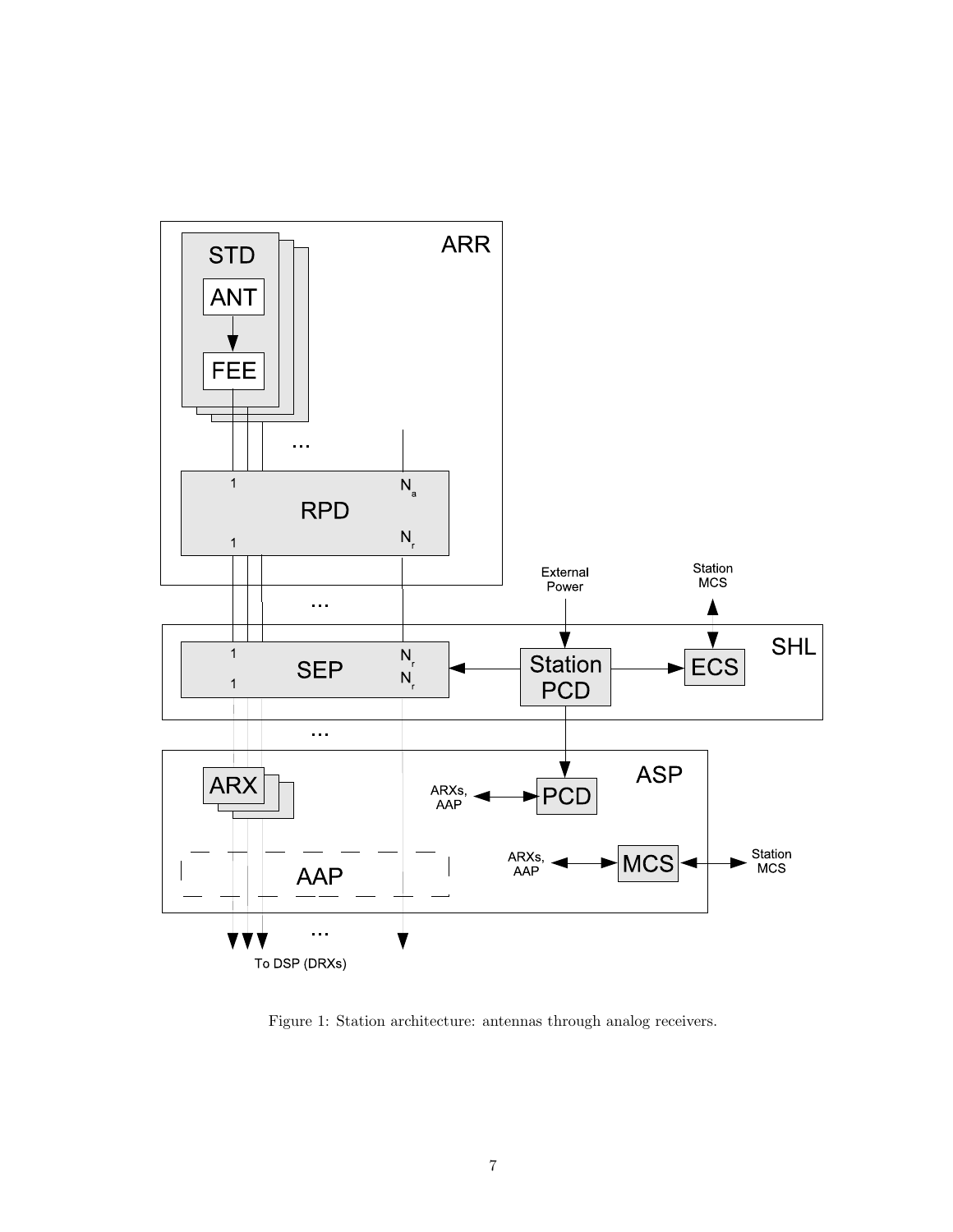Figure 1: Station architecture: antennas through analog receivers.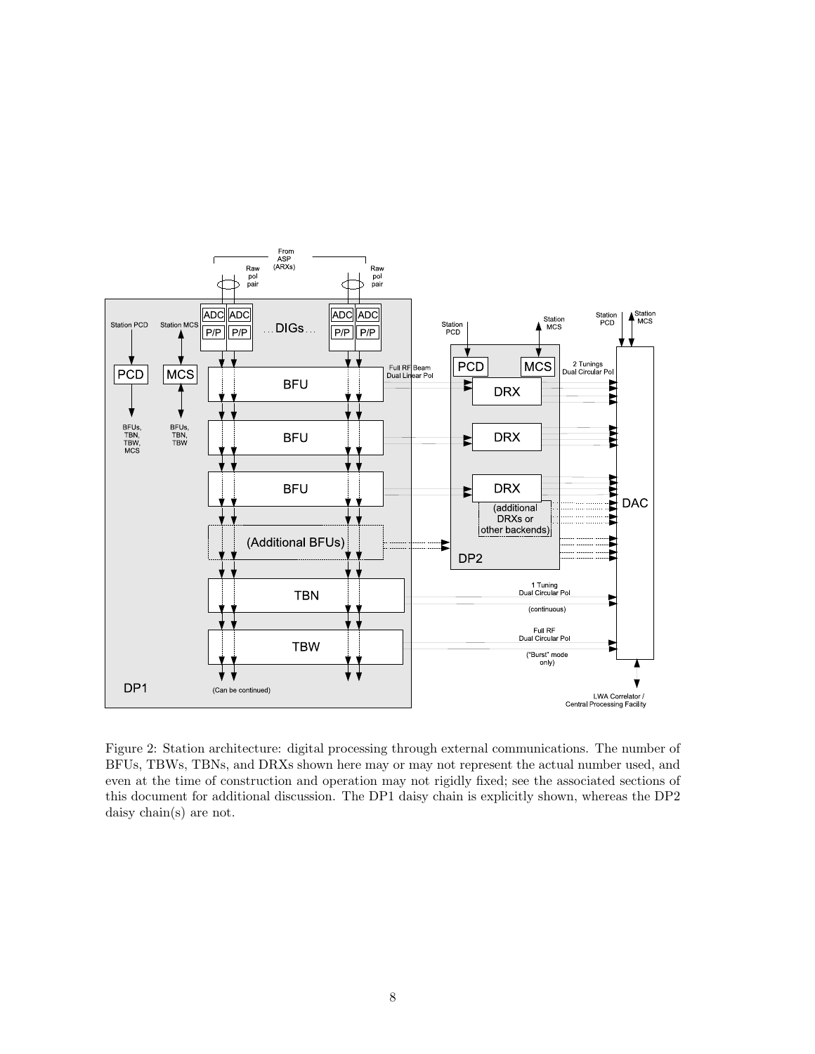Figure 2: Station architecture: digital processing through external communications. The number of BFUs, TBWs, TBNs, and DRXs shown here may or may not represent the actual number used, and even at the time of construction and operation may not rigidly fixed; see the associated sections of this document for additional discussion. The DP1 daisy chain is explicitly shown, whereas the DP2 daisy chain(s) are not.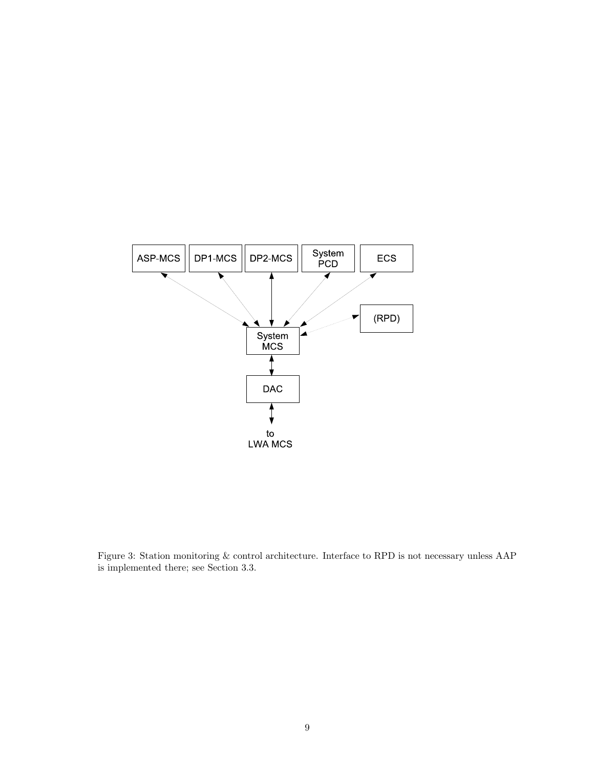Figure 3: Station monitoring & control architecture. Interface to RPD is not necessary unless AAP is implemented there; see Section 3.3.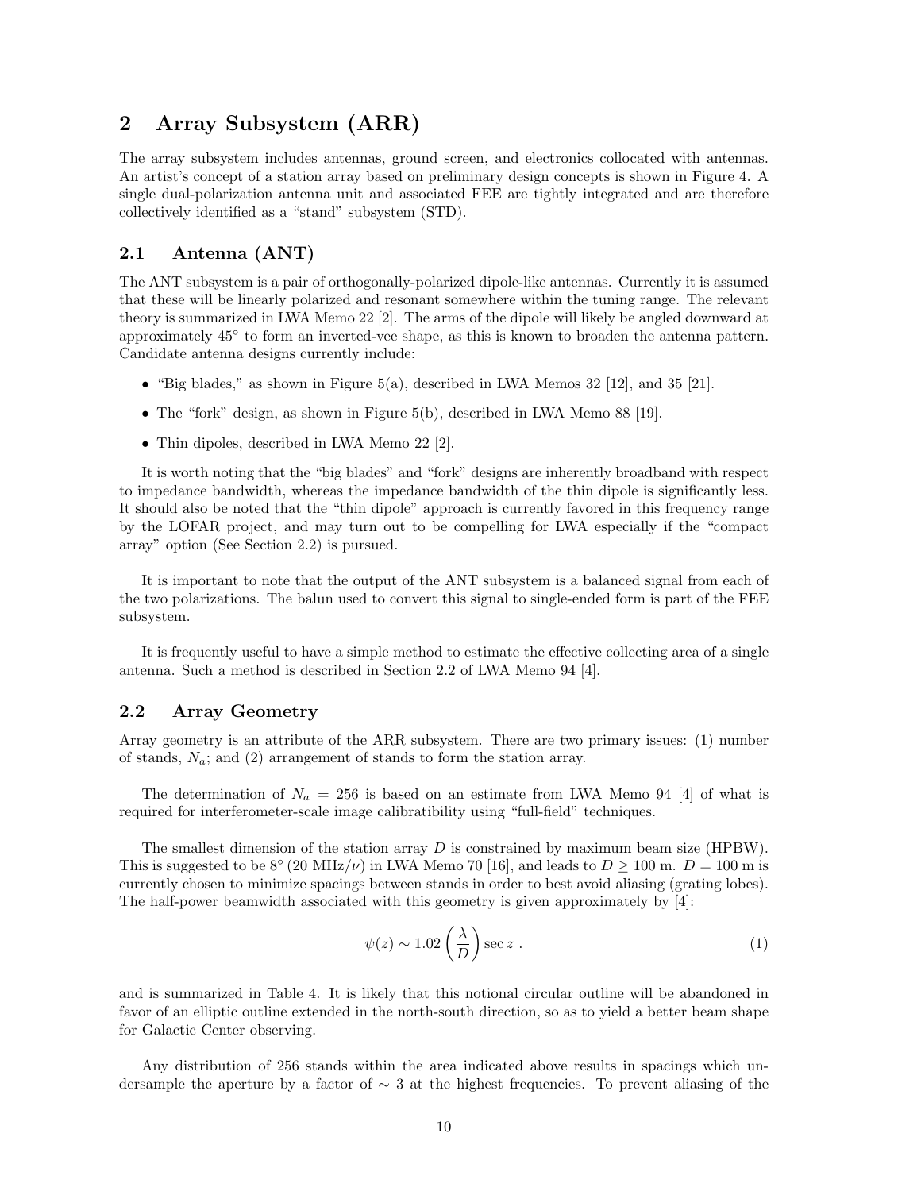# 2 Array Subsystem (ARR)

The array subsystem includes antennas, ground screen, and electronics collocated with antennas. An artist's concept of a station array based on preliminary design concepts is shown in Figure 4. A single dual-polarization antenna unit and associated FEE are tightly integrated and are therefore collectively identified as a "stand" subsystem (STD).

## 2.1 Antenna (ANT)

The ANT subsystem is a pair of orthogonally-polarized dipole-like antennas. Currently it is assumed that these will be linearly polarized and resonant somewhere within the tuning range. The relevant theory is summarized in LWA Memo 22 [2]. The arms of the dipole will likely be angled downward at approximately 45° to form an inverted-vee shape, as this is known to broaden the antenna pattern. Candidate antenna designs currently include:

- "Big blades," as shown in Figure 5(a), described in LWA Memos 32 [12], and 35 [21].
- The "fork" design, as shown in Figure 5(b), described in LWA Memo 88 [19].
- Thin dipoles, described in LWA Memo 22 [2].

It is worth noting that the "big blades" and "fork" designs are inherently broadband with respect to impedance bandwidth, whereas the impedance bandwidth of the thin dipole is significantly less. It should also be noted that the "thin dipole" approach is currently favored in this frequency range by the LOFAR project, and may turn out to be compelling for LWA especially if the "compact array" option (See Section 2.2) is pursued.

It is important to note that the output of the ANT subsystem is a balanced signal from each of the two polarizations. The balun used to convert this signal to single-ended form is part of the FEE subsystem.

It is frequently useful to have a simple method to estimate the effective collecting area of a single antenna. Such a method is described in Section 2.2 of LWA Memo 94 [4].

## 2.2 Array Geometry

Array geometry is an attribute of the ARR subsystem. There are two primary issues: (1) number of stands, $N_a$; and (2) arrangement of stands to form the station array.

The determination of $N_a = 256$ is based on an estimate from LWA Memo 94 [4] of what is required for interferometer-scale image calibratibility using "full-field" techniques.

The smallest dimension of the station array $D$ is constrained by maximum beam size (HPBW). This is suggested to be 8° (20 MHz/$\nu$) in LWA Memo 70 [16], and leads to $D \geq 100$ m. $D = 100$ m is currently chosen to minimize spacings between stands in order to best avoid aliasing (grating lobes). The half-power beamwidth associated with this geometry is given approximately by [4]:

$$\psi(z) \sim 1.02 \left(\frac{\lambda}{D}\right) \sec z \ . \tag{1}$$

and is summarized in Table 4. It is likely that this notional circular outline will be abandoned in favor of an elliptic outline extended in the north-south direction, so as to yield a better beam shape for Galactic Center observing.

Any distribution of 256 stands within the area indicated above results in spacings which undersample the aperture by a factor of $\sim 3$ at the highest frequencies. To prevent aliasing of the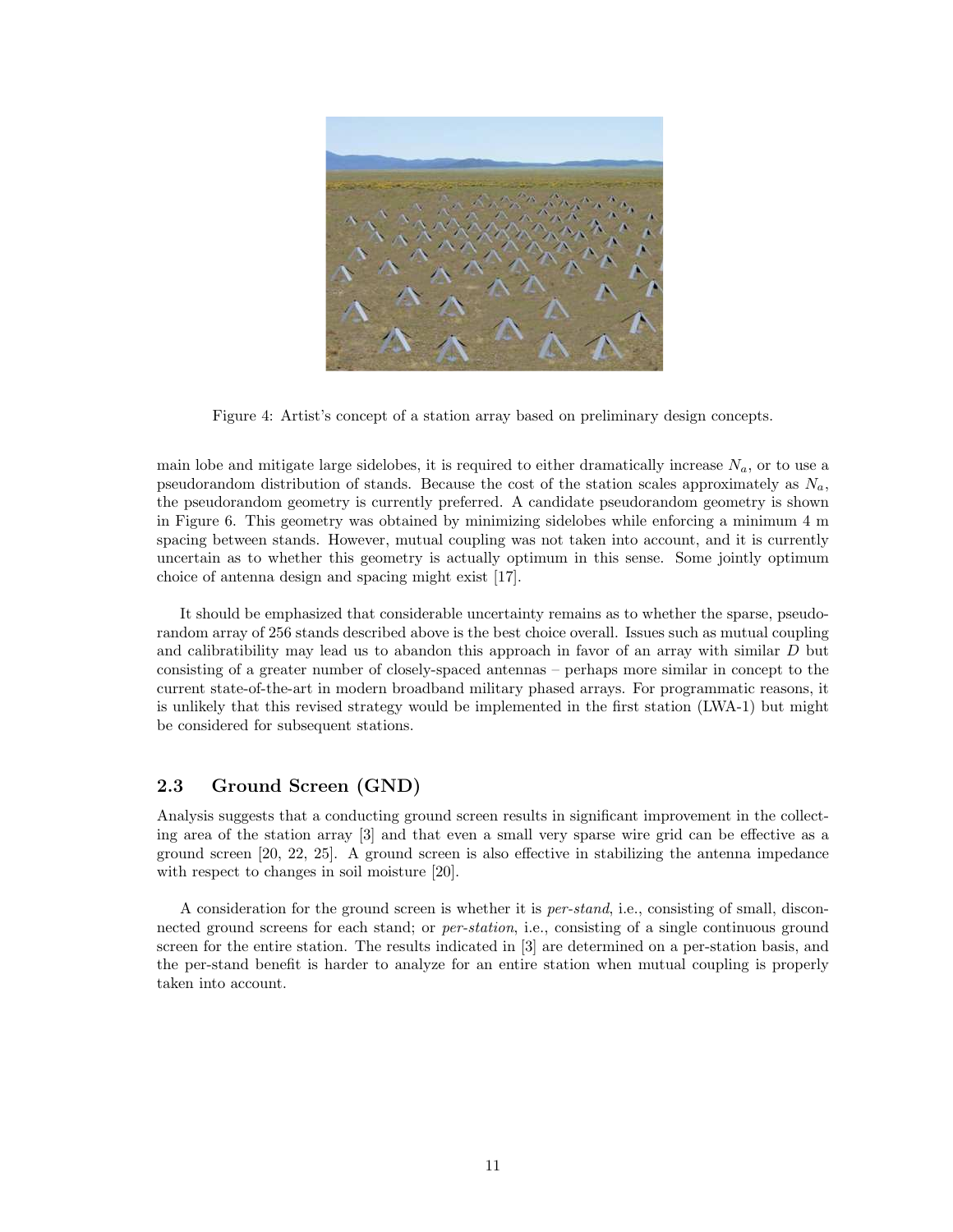Figure 4: Artist's concept of a station array based on preliminary design concepts.

main lobe and mitigate large sidelobes, it is required to either dramatically increase $N_a$, or to use a pseudorandom distribution of stands. Because the cost of the station scales approximately as $N_a$, the pseudorandom geometry is currently preferred. A candidate pseudorandom geometry is shown in Figure 6. This geometry was obtained by minimizing sidelobes while enforcing a minimum 4 m spacing between stands. However, mutual coupling was not taken into account, and it is currently uncertain as to whether this geometry is actually optimum in this sense. Some jointly optimum choice of antenna design and spacing might exist [17].

It should be emphasized that considerable uncertainty remains as to whether the sparse, pseudorandom array of 256 stands described above is the best choice overall. Issues such as mutual coupling and calibratibility may lead us to abandon this approach in favor of an array with similar $D$ but consisting of a greater number of closely-spaced antennas – perhaps more similar in concept to the current state-of-the-art in modern broadband military phased arrays. For programmatic reasons, it is unlikely that this revised strategy would be implemented in the first station (LWA-1) but might be considered for subsequent stations.

## 2.3 Ground Screen (GND)

Analysis suggests that a conducting ground screen results in significant improvement in the collecting area of the station array [3] and that even a small very sparse wire grid can be effective as a ground screen [20, 22, 25]. A ground screen is also effective in stabilizing the antenna impedance with respect to changes in soil moisture [20].

A consideration for the ground screen is whether it is *per-stand*, i.e., consisting of small, disconnected ground screens for each stand; or *per-station*, i.e., consisting of a single continuous ground screen for the entire station. The results indicated in [3] are determined on a per-station basis, and the per-stand benefit is harder to analyze for an entire station when mutual coupling is properly taken into account.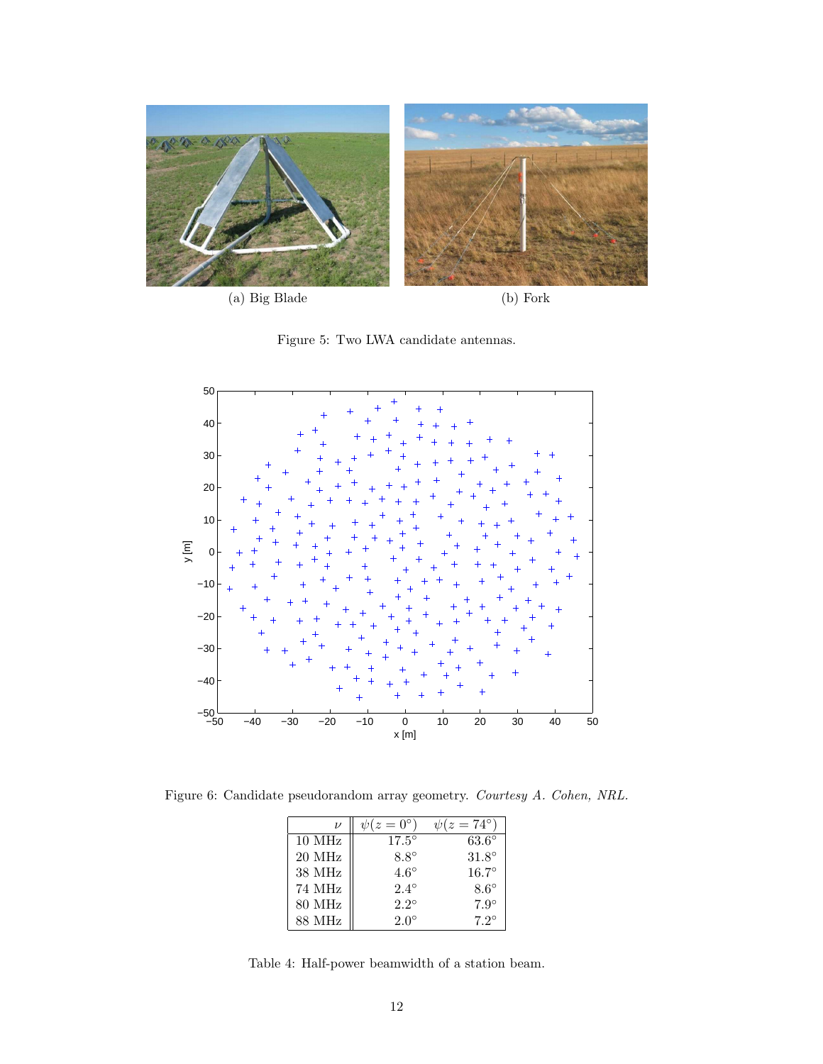(a) Big Blade

(b) Fork

Figure 5: Two LWA candidate antennas.

Figure 6: Candidate pseudorandom array geometry. *Courtesy A. Cohen, NRL.*

| $\nu$ | $\psi(z = 0^\circ)$ | $\psi(z = 74^\circ)$ |
|---|---|---|
| 10 MHz | $17.5^\circ$ | $63.6^\circ$ |
| 20 MHz | $8.8^\circ$ | $31.8^\circ$ |
| 38 MHz | $4.6^\circ$ | $16.7^\circ$ |
| 74 MHz | $2.4^\circ$ | $8.6^\circ$ |
| 80 MHz | $2.2^\circ$ | $7.9^\circ$ |
| 88 MHz | $2.0^\circ$ | $7.2^\circ$ |

Table 4: Half-power beamwidth of a station beam.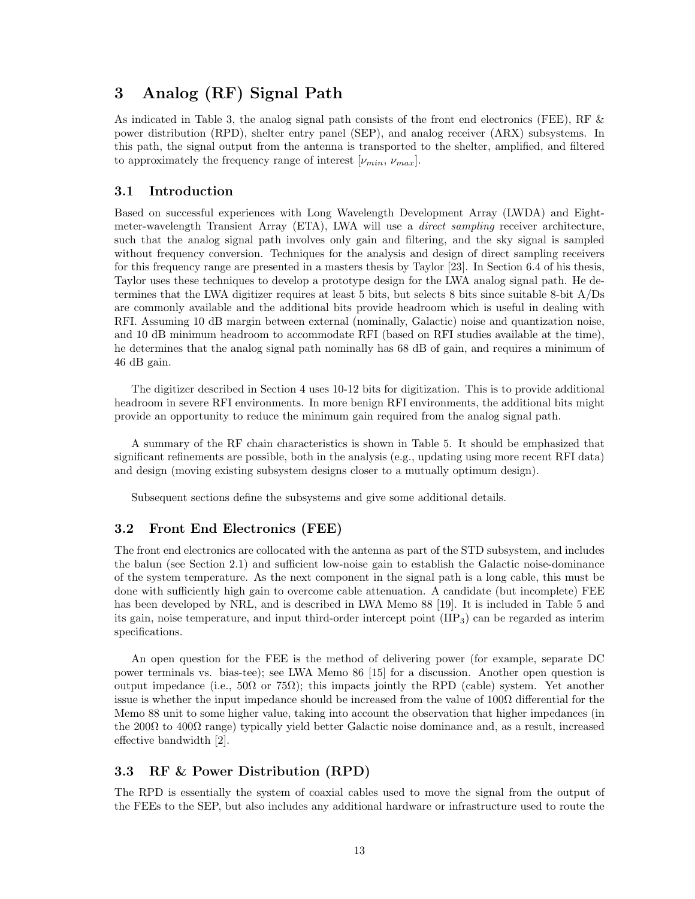# 3 Analog (RF) Signal Path

As indicated in Table 3, the analog signal path consists of the front end electronics (FEE), RF & power distribution (RPD), shelter entry panel (SEP), and analog receiver (ARX) subsystems. In this path, the signal output from the antenna is transported to the shelter, amplified, and filtered to approximately the frequency range of interest [$\nu_{min}$, $\nu_{max}$].

## 3.1 Introduction

Based on successful experiences with Long Wavelength Development Array (LWDA) and Eight-meter-wavelength Transient Array (ETA), LWA will use a *direct sampling* receiver architecture, such that the analog signal path involves only gain and filtering, and the sky signal is sampled without frequency conversion. Techniques for the analysis and design of direct sampling receivers for this frequency range are presented in a masters thesis by Taylor [23]. In Section 6.4 of his thesis, Taylor uses these techniques to develop a prototype design for the LWA analog signal path. He determines that the LWA digitizer requires at least 5 bits, but selects 8 bits since suitable 8-bit A/Ds are commonly available and the additional bits provide headroom which is useful in dealing with RFI. Assuming 10 dB margin between external (nominally, Galactic) noise and quantization noise, and 10 dB minimum headroom to accommodate RFI (based on RFI studies available at the time), he determines that the analog signal path nominally has 68 dB of gain, and requires a minimum of 46 dB gain.

The digitizer described in Section 4 uses 10-12 bits for digitization. This is to provide additional headroom in severe RFI environments. In more benign RFI environments, the additional bits might provide an opportunity to reduce the minimum gain required from the analog signal path.

A summary of the RF chain characteristics is shown in Table 5. It should be emphasized that significant refinements are possible, both in the analysis (e.g., updating using more recent RFI data) and design (moving existing subsystem designs closer to a mutually optimum design).

Subsequent sections define the subsystems and give some additional details.

## 3.2 Front End Electronics (FEE)

The front end electronics are collocated with the antenna as part of the STD subsystem, and includes the balun (see Section 2.1) and sufficient low-noise gain to establish the Galactic noise-dominance of the system temperature. As the next component in the signal path is a long cable, this must be done with sufficiently high gain to overcome cable attenuation. A candidate (but incomplete) FEE has been developed by NRL, and is described in LWA Memo 88 [19]. It is included in Table 5 and its gain, noise temperature, and input third-order intercept point ($IIP_3$) can be regarded as interim specifications.

An open question for the FEE is the method of delivering power (for example, separate DC power terminals vs. bias-tee); see LWA Memo 86 [15] for a discussion. Another open question is output impedance (i.e., 50Ω or 75Ω); this impacts jointly the RPD (cable) system. Yet another issue is whether the input impedance should be increased from the value of 100Ω differential for the Memo 88 unit to some higher value, taking into account the observation that higher impedances (in the 200Ω to 400Ω range) typically yield better Galactic noise dominance and, as a result, increased effective bandwidth [2].

## 3.3 RF & Power Distribution (RPD)

The RPD is essentially the system of coaxial cables used to move the signal from the output of the FEEs to the SEP, but also includes any additional hardware or infrastructure used to route the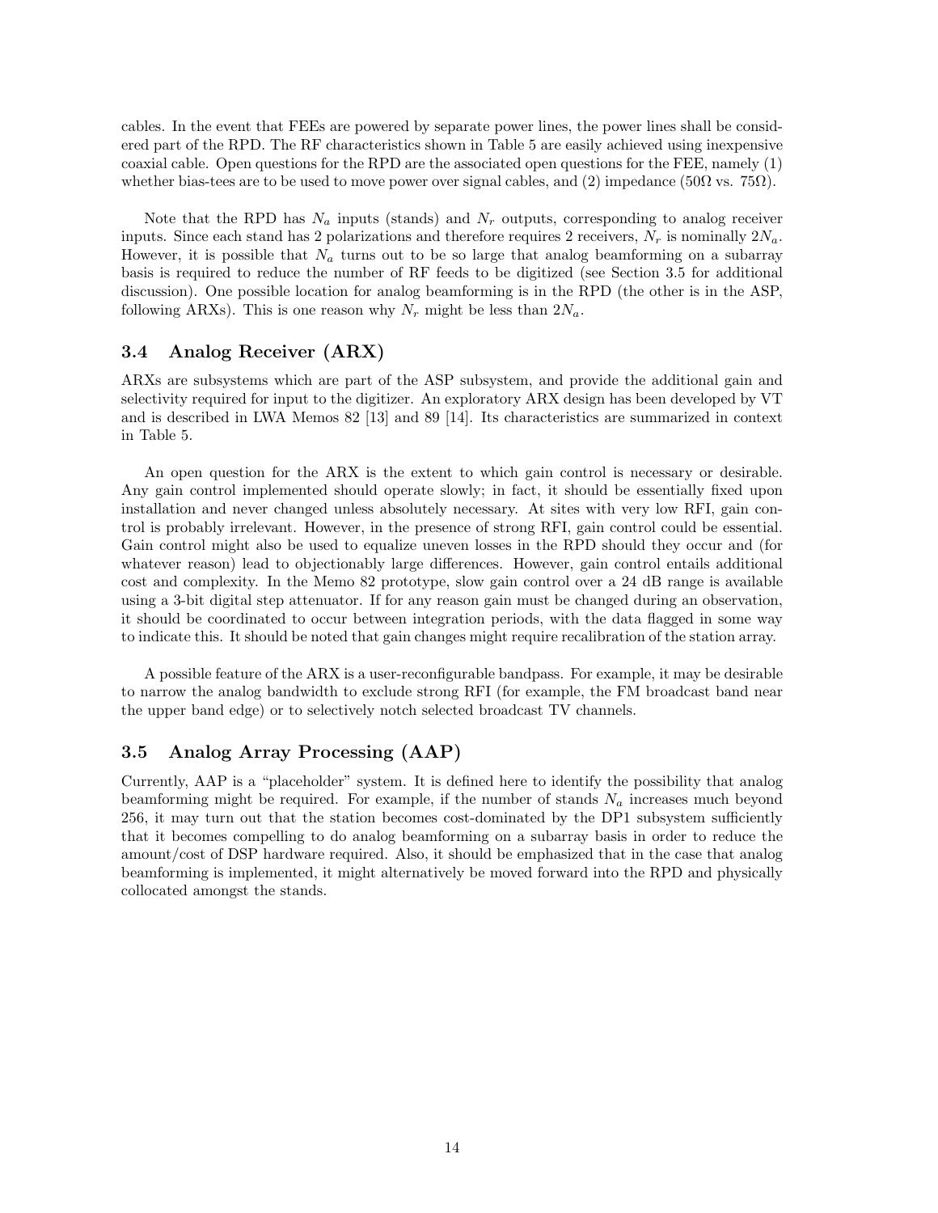cables. In the event that FEEs are powered by separate power lines, the power lines shall be considered part of the RPD. The RF characteristics shown in Table 5 are easily achieved using inexpensive coaxial cable. Open questions for the RPD are the associated open questions for the FEE, namely (1) whether bias-tees are to be used to move power over signal cables, and (2) impedance (50Ω vs. 75Ω).

Note that the RPD has $N_a$ inputs (stands) and $N_r$ outputs, corresponding to analog receiver inputs. Since each stand has 2 polarizations and therefore requires 2 receivers, $N_r$ is nominally $2N_a$. However, it is possible that $N_a$ turns out to be so large that analog beamforming on a subarray basis is required to reduce the number of RF feeds to be digitized (see Section 3.5 for additional discussion). One possible location for analog beamforming is in the RPD (the other is in the ASP, following ARXs). This is one reason why $N_r$ might be less than $2N_a$.

### 3.4 Analog Receiver (ARX)

ARXs are subsystems which are part of the ASP subsystem, and provide the additional gain and selectivity required for input to the digitizer. An exploratory ARX design has been developed by VT and is described in LWA Memos 82 [13] and 89 [14]. Its characteristics are summarized in context in Table 5.

An open question for the ARX is the extent to which gain control is necessary or desirable. Any gain control implemented should operate slowly; in fact, it should be essentially fixed upon installation and never changed unless absolutely necessary. At sites with very low RFI, gain control is probably irrelevant. However, in the presence of strong RFI, gain control could be essential. Gain control might also be used to equalize uneven losses in the RPD should they occur and (for whatever reason) lead to objectionably large differences. However, gain control entails additional cost and complexity. In the Memo 82 prototype, slow gain control over a 24 dB range is available using a 3-bit digital step attenuator. If for any reason gain must be changed during an observation, it should be coordinated to occur between integration periods, with the data flagged in some way to indicate this. It should be noted that gain changes might require recalibration of the station array.

A possible feature of the ARX is a user-reconfigurable bandpass. For example, it may be desirable to narrow the analog bandwidth to exclude strong RFI (for example, the FM broadcast band near the upper band edge) or to selectively notch selected broadcast TV channels.

### 3.5 Analog Array Processing (AAP)

Currently, AAP is a "placeholder" system. It is defined here to identify the possibility that analog beamforming might be required. For example, if the number of stands $N_a$ increases much beyond 256, it may turn out that the station becomes cost-dominated by the DP1 subsystem sufficiently that it becomes compelling to do analog beamforming on a subarray basis in order to reduce the amount/cost of DSP hardware required. Also, it should be emphasized that in the case that analog beamforming is implemented, it might alternatively be moved forward into the RPD and physically collocated amongst the stands.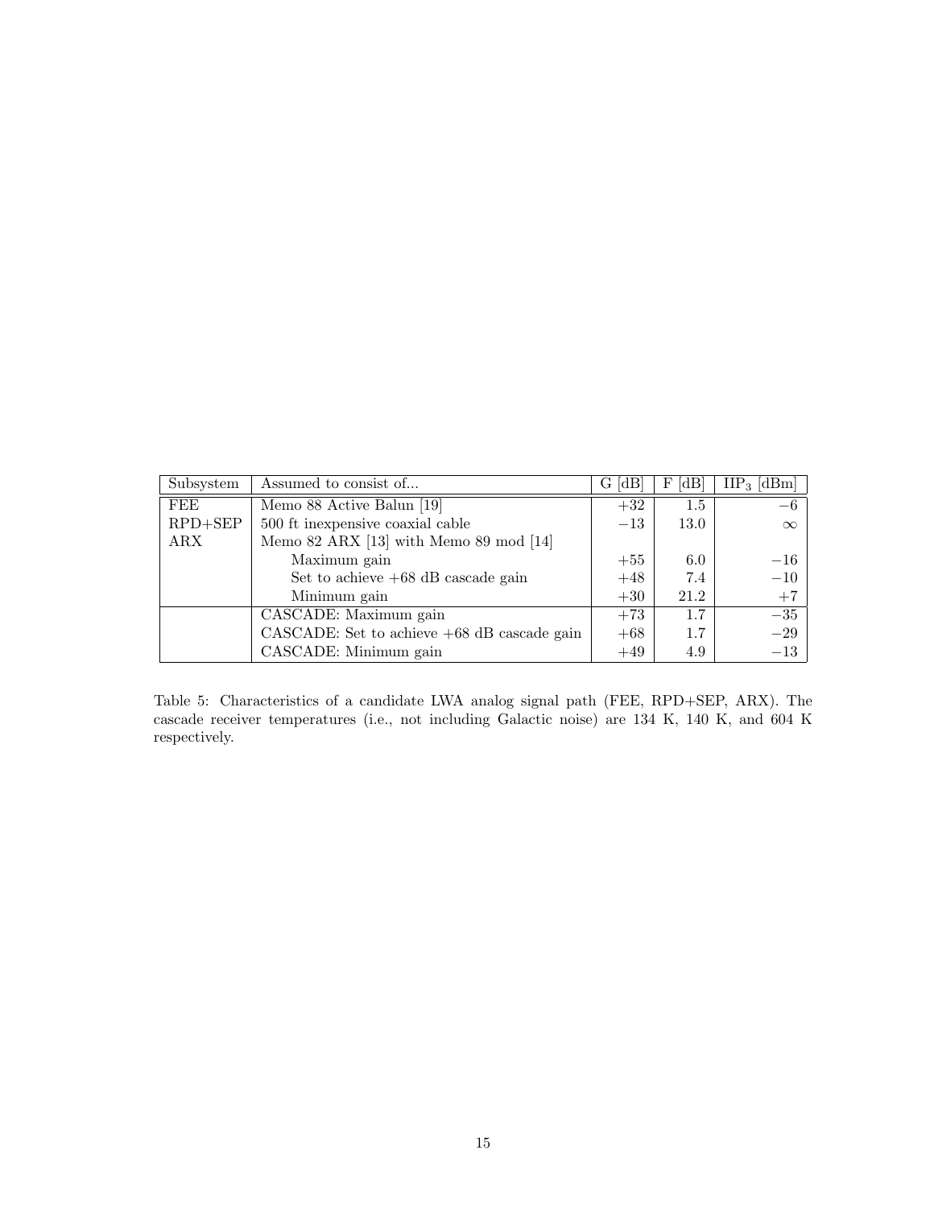| Subsystem | Assumed to consist of... | G [dB] | F [dB] | $IIP_3$ [dBm] |
|---|---|---|---|---|
| FEE | Memo 88 Active Balun [19] | $+32$ | 1.5 | $-6$ |
| RPD+SEP | 500 ft inexpensive coaxial cable | $-13$ | 13.0 | $\infty$ |
| ARX | Memo 82 ARX [13] with Memo 89 mod [14] | | | |
| | Maximum gain | $+55$ | 6.0 | $-16$ |
| | Set to achieve +68 dB cascade gain | $+48$ | 7.4 | $-10$ |
| | Minimum gain | $+30$ | 21.2 | $+7$ |
| | CASCADE: Maximum gain | $+73$ | 1.7 | $-35$ |
| | CASCADE: Set to achieve +68 dB cascade gain | $+68$ | 1.7 | $-29$ |
| | CASCADE: Minimum gain | $+49$ | 4.9 | $-13$ |

Table 5: Characteristics of a candidate LWA analog signal path (FEE, RPD+SEP, ARX). The cascade receiver temperatures (i.e., not including Galactic noise) are 134 K, 140 K, and 604 K respectively.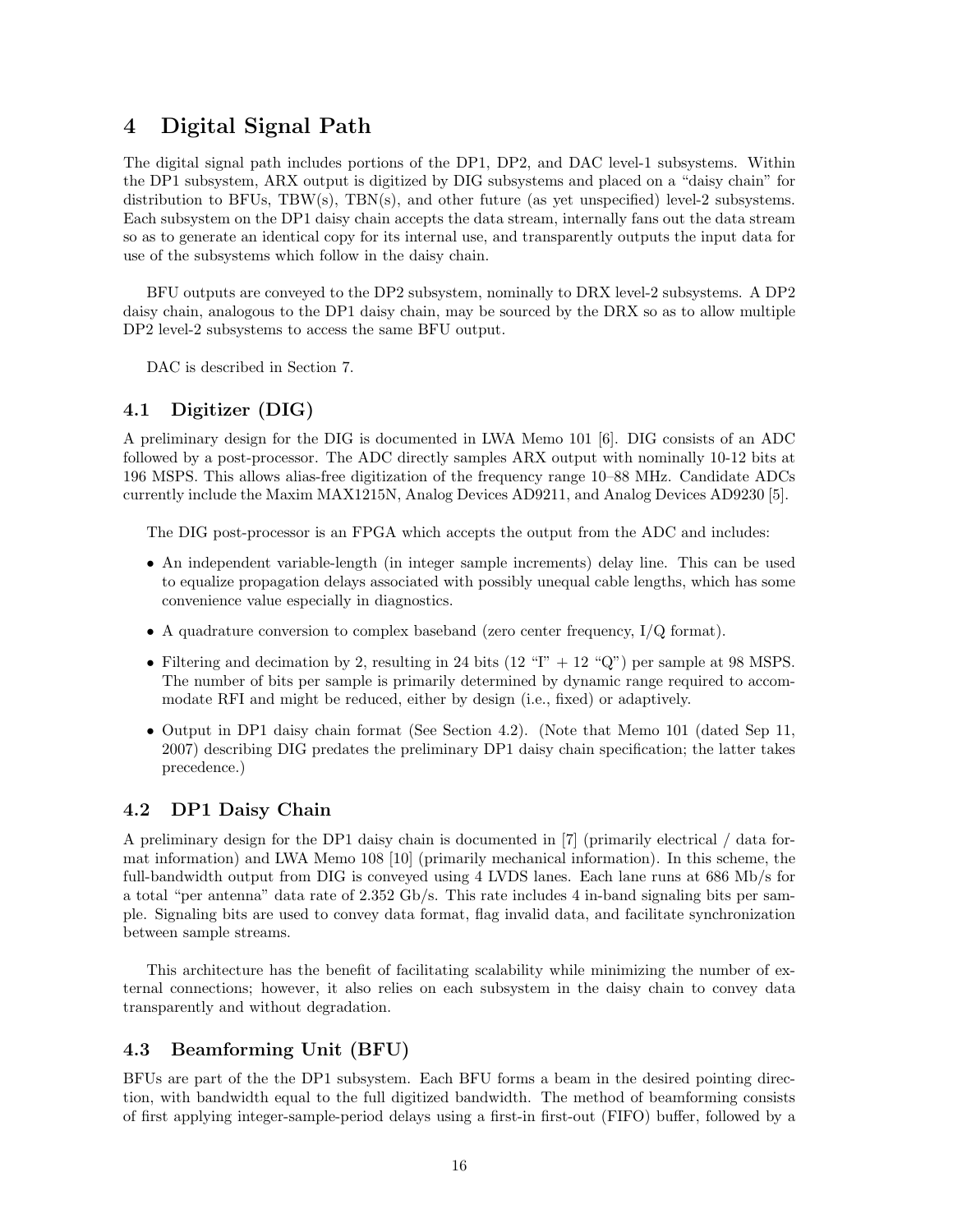# 4 Digital Signal Path

The digital signal path includes portions of the DP1, DP2, and DAC level-1 subsystems. Within the DP1 subsystem, ARX output is digitized by DIG subsystems and placed on a "daisy chain" for distribution to BFUs, TBW(s), TBN(s), and other future (as yet unspecified) level-2 subsystems. Each subsystem on the DP1 daisy chain accepts the data stream, internally fans out the data stream so as to generate an identical copy for its internal use, and transparently outputs the input data for use of the subsystems which follow in the daisy chain.

BFU outputs are conveyed to the DP2 subsystem, nominally to DRX level-2 subsystems. A DP2 daisy chain, analogous to the DP1 daisy chain, may be sourced by the DRX so as to allow multiple DP2 level-2 subsystems to access the same BFU output.

DAC is described in Section 7.

## 4.1 Digitizer (DIG)

A preliminary design for the DIG is documented in LWA Memo 101 [6]. DIG consists of an ADC followed by a post-processor. The ADC directly samples ARX output with nominally 10-12 bits at 196 MSPS. This allows alias-free digitization of the frequency range 10–88 MHz. Candidate ADCs currently include the Maxim MAX1215N, Analog Devices AD9211, and Analog Devices AD9230 [5].

The DIG post-processor is an FPGA which accepts the output from the ADC and includes:

- An independent variable-length (in integer sample increments) delay line. This can be used to equalize propagation delays associated with possibly unequal cable lengths, which has some convenience value especially in diagnostics.
- A quadrature conversion to complex baseband (zero center frequency, I/Q format).
- Filtering and decimation by 2, resulting in 24 bits (12 "I" + 12 "Q") per sample at 98 MSPS. The number of bits per sample is primarily determined by dynamic range required to accommodate RFI and might be reduced, either by design (i.e., fixed) or adaptively.
- Output in DP1 daisy chain format (See Section 4.2). (Note that Memo 101 (dated Sep 11, 2007) describing DIG predates the preliminary DP1 daisy chain specification; the latter takes precedence.)

## 4.2 DP1 Daisy Chain

A preliminary design for the DP1 daisy chain is documented in [7] (primarily electrical / data format information) and LWA Memo 108 [10] (primarily mechanical information). In this scheme, the full-bandwidth output from DIG is conveyed using 4 LVDS lanes. Each lane runs at 686 Mb/s for a total "per antenna" data rate of 2.352 Gb/s. This rate includes 4 in-band signaling bits per sample. Signaling bits are used to convey data format, flag invalid data, and facilitate synchronization between sample streams.

This architecture has the benefit of facilitating scalability while minimizing the number of external connections; however, it also relies on each subsystem in the daisy chain to convey data transparently and without degradation.

## 4.3 Beamforming Unit (BFU)

BFUs are part of the the DP1 subsystem. Each BFU forms a beam in the desired pointing direction, with bandwidth equal to the full digitized bandwidth. The method of beamforming consists of first applying integer-sample-period delays using a first-in first-out (FIFO) buffer, followed by a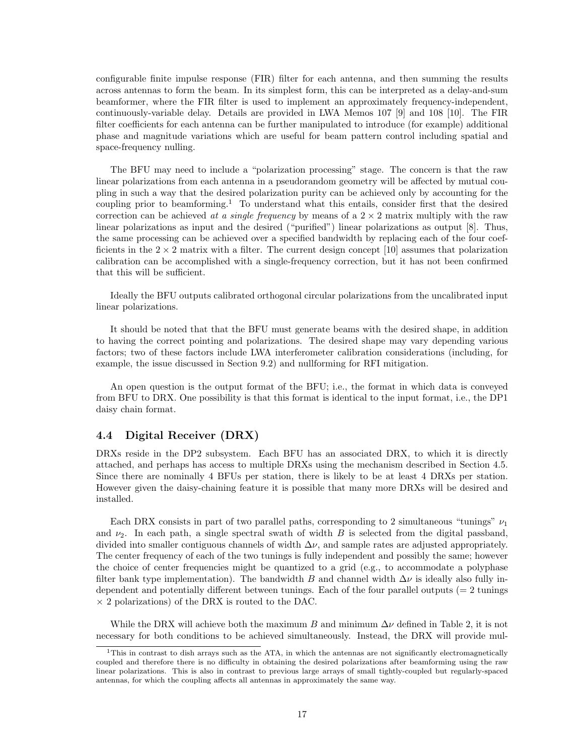configurable finite impulse response (FIR) filter for each antenna, and then summing the results across antennas to form the beam. In its simplest form, this can be interpreted as a delay-and-sum beamformer, where the FIR filter is used to implement an approximately frequency-independent, continuously-variable delay. Details are provided in LWA Memos 107 [9] and 108 [10]. The FIR filter coefficients for each antenna can be further manipulated to introduce (for example) additional phase and magnitude variations which are useful for beam pattern control including spatial and space-frequency nulling.

The BFU may need to include a "polarization processing" stage. The concern is that the raw linear polarizations from each antenna in a pseudorandom geometry will be affected by mutual coupling in such a way that the desired polarization purity can be achieved only by accounting for the coupling prior to beamforming.[1] To understand what this entails, consider first that the desired correction can be achieved *at a single frequency* by means of a $2 \times 2$ matrix multiply with the raw linear polarizations as input and the desired ("purified") linear polarizations as output [8]. Thus, the same processing can be achieved over a specified bandwidth by replacing each of the four coefficients in the $2 \times 2$ matrix with a filter. The current design concept [10] assumes that polarization calibration can be accomplished with a single-frequency correction, but it has not been confirmed that this will be sufficient.

Ideally the BFU outputs calibrated orthogonal circular polarizations from the uncalibrated input linear polarizations.

It should be noted that that the BFU must generate beams with the desired shape, in addition to having the correct pointing and polarizations. The desired shape may vary depending various factors; two of these factors include LWA interferometer calibration considerations (including, for example, the issue discussed in Section 9.2) and nullforming for RFI mitigation.

An open question is the output format of the BFU; i.e., the format in which data is conveyed from BFU to DRX. One possibility is that this format is identical to the input format, i.e., the DP1 daisy chain format.

### 4.4 Digital Receiver (DRX)

DRXs reside in the DP2 subsystem. Each BFU has an associated DRX, to which it is directly attached, and perhaps has access to multiple DRXs using the mechanism described in Section 4.5. Since there are nominally 4 BFUs per station, there is likely to be at least 4 DRXs per station. However given the daisy-chaining feature it is possible that many more DRXs will be desired and installed.

Each DRX consists in part of two parallel paths, corresponding to 2 simultaneous "tunings" $\nu_1$ and $\nu_2$. In each path, a single spectral swath of width $B$ is selected from the digital passband, divided into smaller contiguous channels of width $\Delta\nu$, and sample rates are adjusted appropriately. The center frequency of each of the two tunings is fully independent and possibly the same; however the choice of center frequencies might be quantized to a grid (e.g., to accommodate a polyphase filter bank type implementation). The bandwidth $B$ and channel width $\Delta\nu$ is ideally also fully independent and potentially different between tunings. Each of the four parallel outputs (= 2 tunings $\times$ 2 polarizations) of the DRX is routed to the DAC.

While the DRX will achieve both the maximum $B$ and minimum $\Delta\nu$ defined in Table 2, it is not necessary for both conditions to be achieved simultaneously. Instead, the DRX will provide mul-

[1] This in contrast to dish arrays such as the ATA, in which the antennas are not significantly electromagnetically coupled and therefore there is no difficulty in obtaining the desired polarizations after beamforming using the raw linear polarizations. This is also in contrast to previous large arrays of small tightly-coupled but regularly-spaced antennas, for which the coupling affects all antennas in approximately the same way.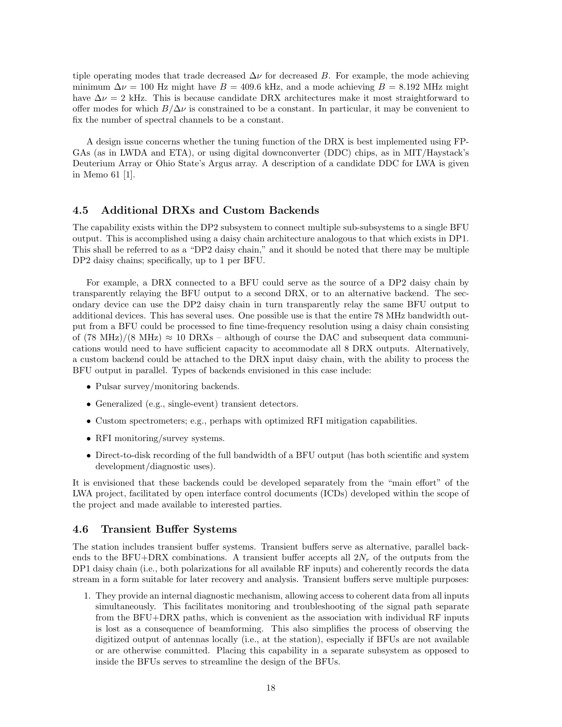tiple operating modes that trade decreased $\Delta\nu$ for decreased $B$. For example, the mode achieving minimum $\Delta\nu = 100$ Hz might have $B = 409.6$ kHz, and a mode achieving $B = 8.192$ MHz might have $\Delta\nu = 2$ kHz. This is because candidate DRX architectures make it most straightforward to offer modes for which $B/\Delta\nu$ is constrained to be a constant. In particular, it may be convenient to fix the number of spectral channels to be a constant.

A design issue concerns whether the tuning function of the DRX is best implemented using FPGAs (as in LWDA and ETA), or using digital downconverter (DDC) chips, as in MIT/Haystack's Deuterium Array or Ohio State's Argus array. A description of a candidate DDC for LWA is given in Memo 61 [1].

### 4.5 Additional DRXs and Custom Backends

The capability exists within the DP2 subsystem to connect multiple sub-subsystems to a single BFU output. This is accomplished using a daisy chain architecture analogous to that which exists in DP1. This shall be referred to as a "DP2 daisy chain," and it should be noted that there may be multiple DP2 daisy chains; specifically, up to 1 per BFU.

For example, a DRX connected to a BFU could serve as the source of a DP2 daisy chain by transparently relaying the BFU output to a second DRX, or to an alternative backend. The secondary device can use the DP2 daisy chain in turn transparently relay the same BFU output to additional devices. This has several uses. One possible use is that the entire 78 MHz bandwidth output from a BFU could be processed to fine time-frequency resolution using a daisy chain consisting of (78 MHz)/(8 MHz) $\approx$ 10 DRXs – although of course the DAC and subsequent data communications would need to have sufficient capacity to accommodate all 8 DRX outputs. Alternatively, a custom backend could be attached to the DRX input daisy chain, with the ability to process the BFU output in parallel. Types of backends envisioned in this case include:

- Pulsar survey/monitoring backends.
- Generalized (e.g., single-event) transient detectors.
- Custom spectrometers; e.g., perhaps with optimized RFI mitigation capabilities.
- RFI monitoring/survey systems.
- Direct-to-disk recording of the full bandwidth of a BFU output (has both scientific and system development/diagnostic uses).

It is envisioned that these backends could be developed separately from the "main effort" of the LWA project, facilitated by open interface control documents (ICDs) developed within the scope of the project and made available to interested parties.

### 4.6 Transient Buffer Systems

The station includes transient buffer systems. Transient buffers serve as alternative, parallel backends to the BFU+DRX combinations. A transient buffer accepts all $2N_r$ of the outputs from the DP1 daisy chain (i.e., both polarizations for all available RF inputs) and coherently records the data stream in a form suitable for later recovery and analysis. Transient buffers serve multiple purposes:

1. They provide an internal diagnostic mechanism, allowing access to coherent data from all inputs simultaneously. This facilitates monitoring and troubleshooting of the signal path separate from the BFU+DRX paths, which is convenient as the association with individual RF inputs is lost as a consequence of beamforming. This also simplifies the process of observing the digitized output of antennas locally (i.e., at the station), especially if BFUs are not available or are otherwise committed. Placing this capability in a separate subsystem as opposed to inside the BFUs serves to streamline the design of the BFUs.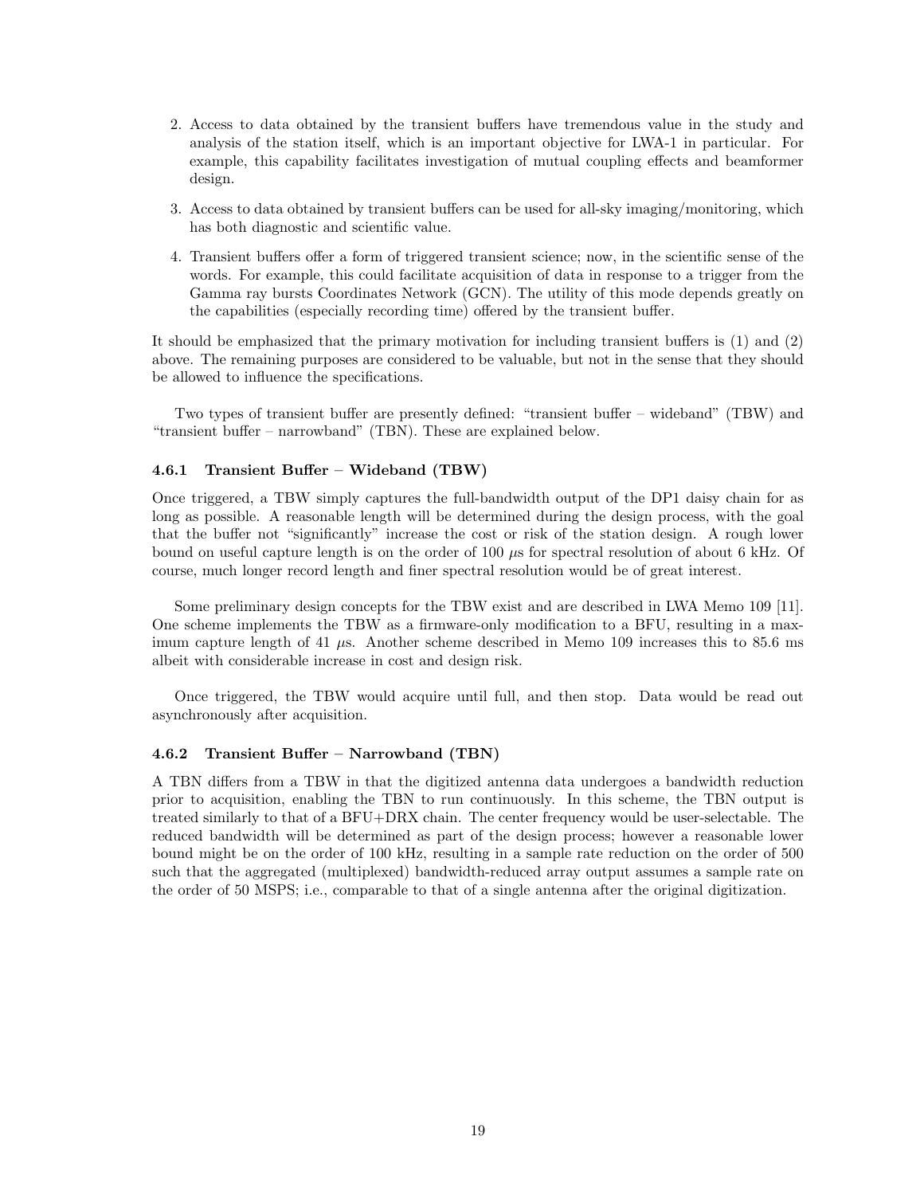2. Access to data obtained by the transient buffers have tremendous value in the study and analysis of the station itself, which is an important objective for LWA-1 in particular. For example, this capability facilitates investigation of mutual coupling effects and beamformer design.

3. Access to data obtained by transient buffers can be used for all-sky imaging/monitoring, which has both diagnostic and scientific value.

4. Transient buffers offer a form of triggered transient science; now, in the scientific sense of the words. For example, this could facilitate acquisition of data in response to a trigger from the Gamma ray bursts Coordinates Network (GCN). The utility of this mode depends greatly on the capabilities (especially recording time) offered by the transient buffer.

It should be emphasized that the primary motivation for including transient buffers is (1) and (2) above. The remaining purposes are considered to be valuable, but not in the sense that they should be allowed to influence the specifications.

Two types of transient buffer are presently defined: "transient buffer – wideband" (TBW) and "transient buffer – narrowband" (TBN). These are explained below.

### 4.6.1 Transient Buffer – Wideband (TBW)

Once triggered, a TBW simply captures the full-bandwidth output of the DP1 daisy chain for as long as possible. A reasonable length will be determined during the design process, with the goal that the buffer not "significantly" increase the cost or risk of the station design. A rough lower bound on useful capture length is on the order of 100 $\mu$s for spectral resolution of about 6 kHz. Of course, much longer record length and finer spectral resolution would be of great interest.

Some preliminary design concepts for the TBW exist and are described in LWA Memo 109 [11]. One scheme implements the TBW as a firmware-only modification to a BFU, resulting in a maximum capture length of 41 $\mu$s. Another scheme described in Memo 109 increases this to 85.6 ms albeit with considerable increase in cost and design risk.

Once triggered, the TBW would acquire until full, and then stop. Data would be read out asynchronously after acquisition.

### 4.6.2 Transient Buffer – Narrowband (TBN)

A TBN differs from a TBW in that the digitized antenna data undergoes a bandwidth reduction prior to acquisition, enabling the TBN to run continuously. In this scheme, the TBN output is treated similarly to that of a BFU+DRX chain. The center frequency would be user-selectable. The reduced bandwidth will be determined as part of the design process; however a reasonable lower bound might be on the order of 100 kHz, resulting in a sample rate reduction on the order of 500 such that the aggregated (multiplexed) bandwidth-reduced array output assumes a sample rate on the order of 50 MSPS; i.e., comparable to that of a single antenna after the original digitization.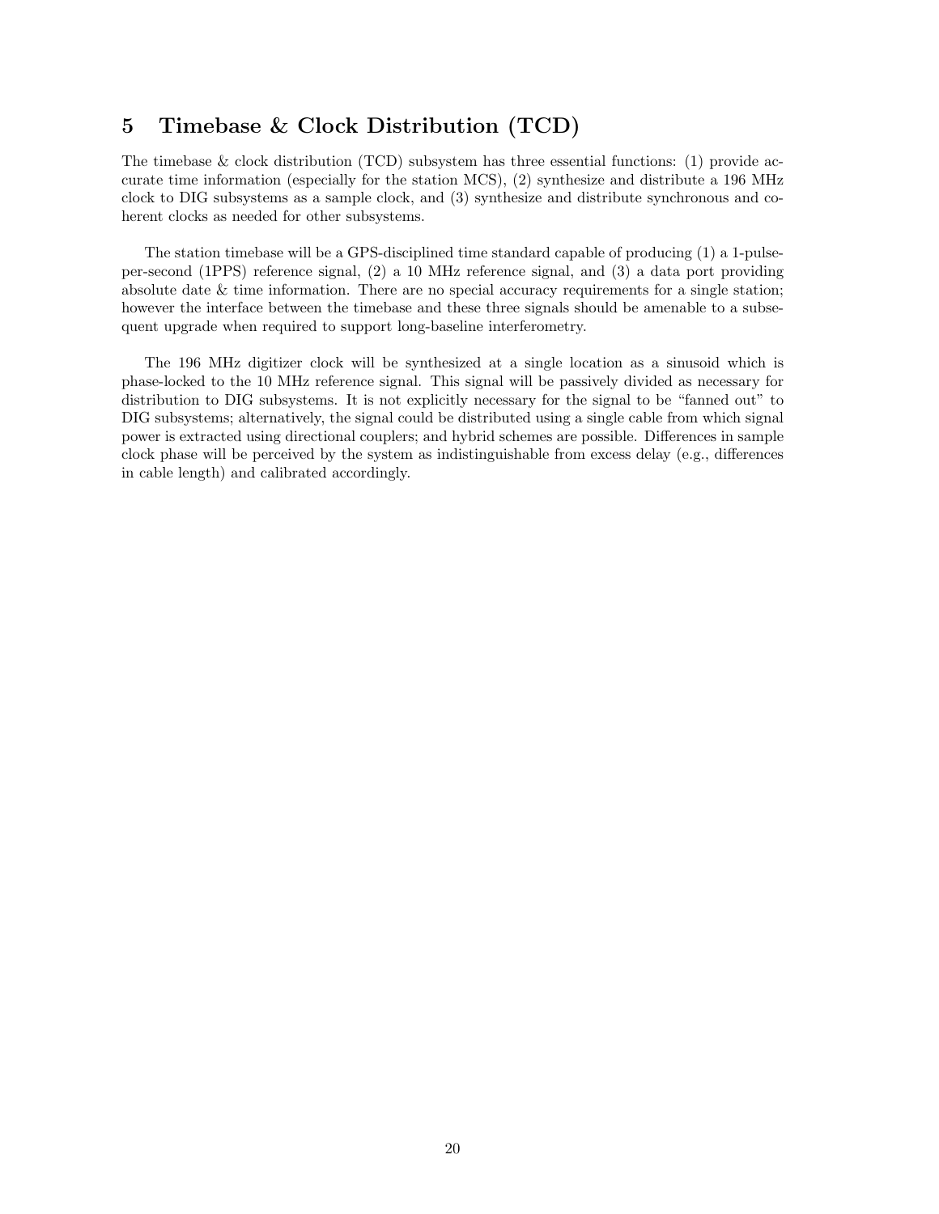# 5 Timebase & Clock Distribution (TCD)

The timebase & clock distribution (TCD) subsystem has three essential functions: (1) provide accurate time information (especially for the station MCS), (2) synthesize and distribute a 196 MHz clock to DIG subsystems as a sample clock, and (3) synthesize and distribute synchronous and coherent clocks as needed for other subsystems.

The station timebase will be a GPS-disciplined time standard capable of producing (1) a 1-pulse-per-second (1PPS) reference signal, (2) a 10 MHz reference signal, and (3) a data port providing absolute date & time information. There are no special accuracy requirements for a single station; however the interface between the timebase and these three signals should be amenable to a subsequent upgrade when required to support long-baseline interferometry.

The 196 MHz digitizer clock will be synthesized at a single location as a sinusoid which is phase-locked to the 10 MHz reference signal. This signal will be passively divided as necessary for distribution to DIG subsystems. It is not explicitly necessary for the signal to be "fanned out" to DIG subsystems; alternatively, the signal could be distributed using a single cable from which signal power is extracted using directional couplers; and hybrid schemes are possible. Differences in sample clock phase will be perceived by the system as indistinguishable from excess delay (e.g., differences in cable length) and calibrated accordingly.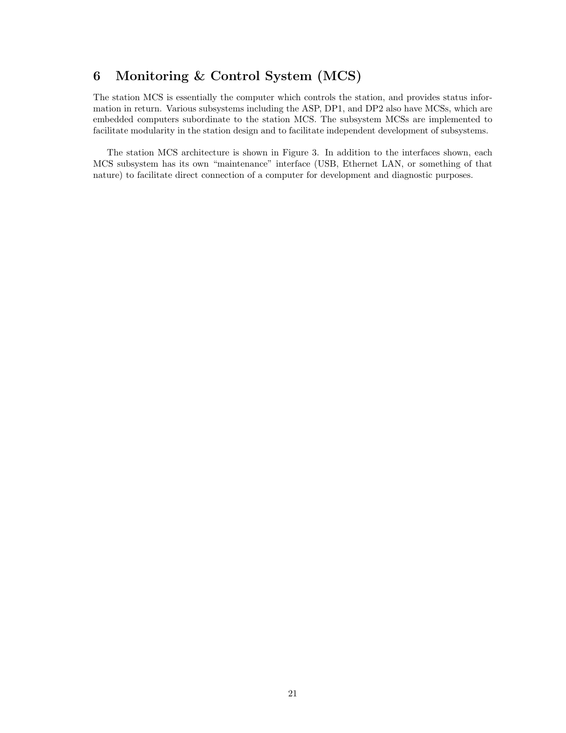# 6 Monitoring & Control System (MCS)

The station MCS is essentially the computer which controls the station, and provides status information in return. Various subsystems including the ASP, DP1, and DP2 also have MCSs, which are embedded computers subordinate to the station MCS. The subsystem MCSs are implemented to facilitate modularity in the station design and to facilitate independent development of subsystems.

The station MCS architecture is shown in Figure 3. In addition to the interfaces shown, each MCS subsystem has its own "maintenance" interface (USB, Ethernet LAN, or something of that nature) to facilitate direct connection of a computer for development and diagnostic purposes.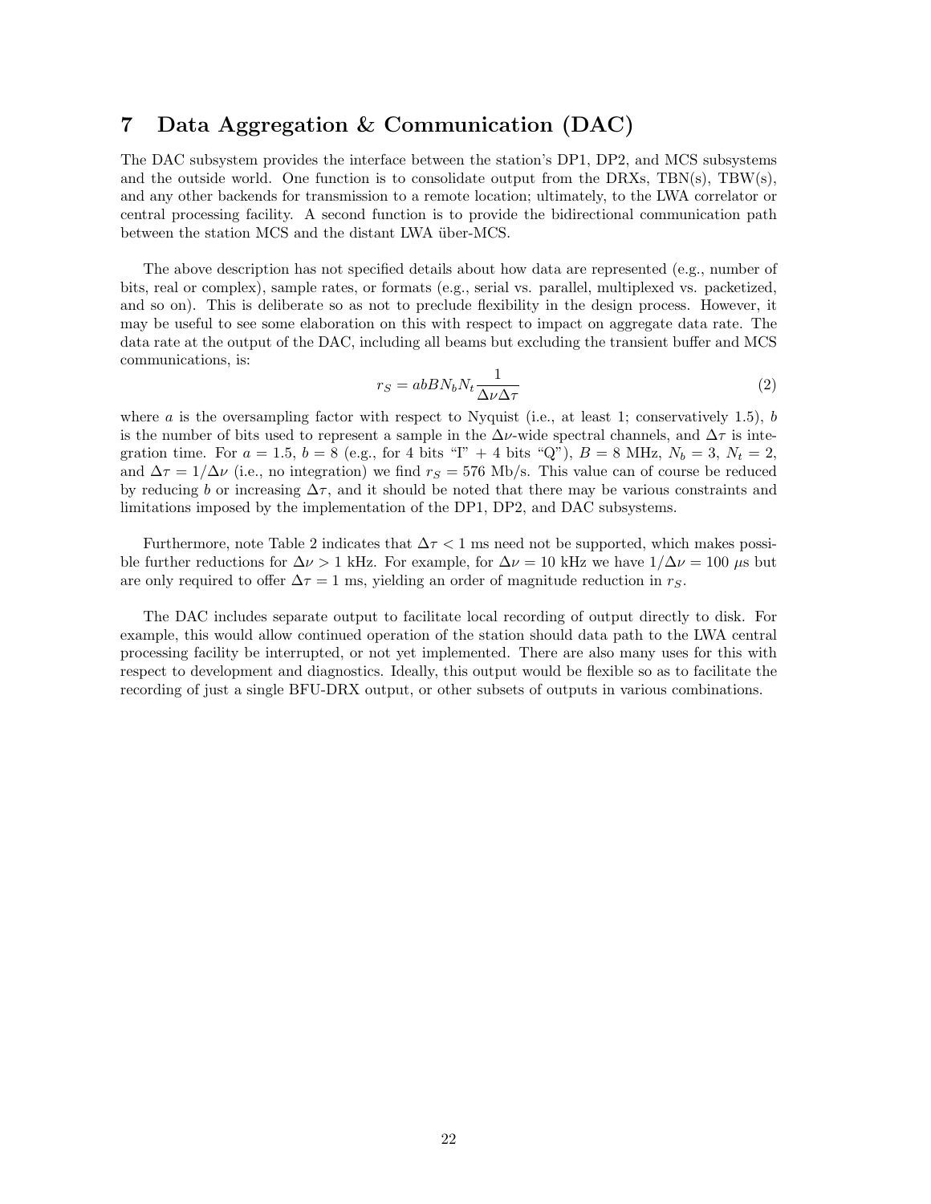# 7 Data Aggregation & Communication (DAC)

The DAC subsystem provides the interface between the station's DP1, DP2, and MCS subsystems and the outside world. One function is to consolidate output from the DRXs, TBN(s), TBW(s), and any other backends for transmission to a remote location; ultimately, to the LWA correlator or central processing facility. A second function is to provide the bidirectional communication path between the station MCS and the distant LWA über-MCS.

The above description has not specified details about how data are represented (e.g., number of bits, real or complex), sample rates, or formats (e.g., serial vs. parallel, multiplexed vs. packetized, and so on). This is deliberate so as not to preclude flexibility in the design process. However, it may be useful to see some elaboration on this with respect to impact on aggregate data rate. The data rate at the output of the DAC, including all beams but excluding the transient buffer and MCS communications, is:

$$r_S = abBN_bN_t\frac{1}{\Delta\nu\Delta\tau} \tag{2}$$

where $a$ is the oversampling factor with respect to Nyquist (i.e., at least 1; conservatively 1.5), $b$ is the number of bits used to represent a sample in the $\Delta\nu$-wide spectral channels, and $\Delta\tau$ is integration time. For $a = 1.5$, $b = 8$ (e.g., for 4 bits "I" + 4 bits "Q"), $B = 8$ MHz, $N_b = 3$, $N_t = 2$, and $\Delta\tau = 1/\Delta\nu$ (i.e., no integration) we find $r_S = 576$ Mb/s. This value can of course be reduced by reducing $b$ or increasing $\Delta\tau$, and it should be noted that there may be various constraints and limitations imposed by the implementation of the DP1, DP2, and DAC subsystems.

Furthermore, note Table 2 indicates that $\Delta\tau < 1$ ms need not be supported, which makes possible further reductions for $\Delta\nu > 1$ kHz. For example, for $\Delta\nu = 10$ kHz we have $1/\Delta\nu = 100$ $\mu$s but are only required to offer $\Delta\tau = 1$ ms, yielding an order of magnitude reduction in $r_S$.

The DAC includes separate output to facilitate local recording of output directly to disk. For example, this would allow continued operation of the station should data path to the LWA central processing facility be interrupted, or not yet implemented. There are also many uses for this with respect to development and diagnostics. Ideally, this output would be flexible so as to facilitate the recording of just a single BFU-DRX output, or other subsets of outputs in various combinations.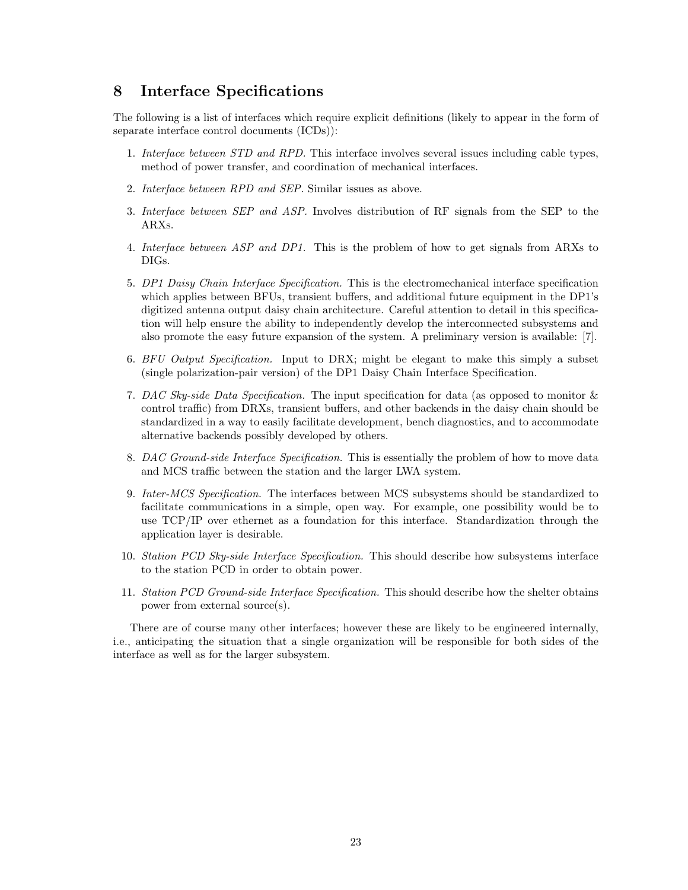# 8 Interface Specifications

The following is a list of interfaces which require explicit definitions (likely to appear in the form of separate interface control documents (ICDs)):

1. *Interface between STD and RPD.* This interface involves several issues including cable types, method of power transfer, and coordination of mechanical interfaces.
2. *Interface between RPD and SEP.* Similar issues as above.
3. *Interface between SEP and ASP.* Involves distribution of RF signals from the SEP to the ARXs.
4. *Interface between ASP and DP1.* This is the problem of how to get signals from ARXs to DIGs.
5. *DP1 Daisy Chain Interface Specification.* This is the electromechanical interface specification which applies between BFUs, transient buffers, and additional future equipment in the DP1's digitized antenna output daisy chain architecture. Careful attention to detail in this specification will help ensure the ability to independently develop the interconnected subsystems and also promote the easy future expansion of the system. A preliminary version is available: [7].
6. *BFU Output Specification.* Input to DRX; might be elegant to make this simply a subset (single polarization-pair version) of the DP1 Daisy Chain Interface Specification.
7. *DAC Sky-side Data Specification.* The input specification for data (as opposed to monitor & control traffic) from DRXs, transient buffers, and other backends in the daisy chain should be standardized in a way to easily facilitate development, bench diagnostics, and to accommodate alternative backends possibly developed by others.
8. *DAC Ground-side Interface Specification.* This is essentially the problem of how to move data and MCS traffic between the station and the larger LWA system.
9. *Inter-MCS Specification.* The interfaces between MCS subsystems should be standardized to facilitate communications in a simple, open way. For example, one possibility would be to use TCP/IP over ethernet as a foundation for this interface. Standardization through the application layer is desirable.
10. *Station PCD Sky-side Interface Specification.* This should describe how subsystems interface to the station PCD in order to obtain power.
11. *Station PCD Ground-side Interface Specification.* This should describe how the shelter obtains power from external source(s).

There are of course many other interfaces; however these are likely to be engineered internally, i.e., anticipating the situation that a single organization will be responsible for both sides of the interface as well as for the larger subsystem.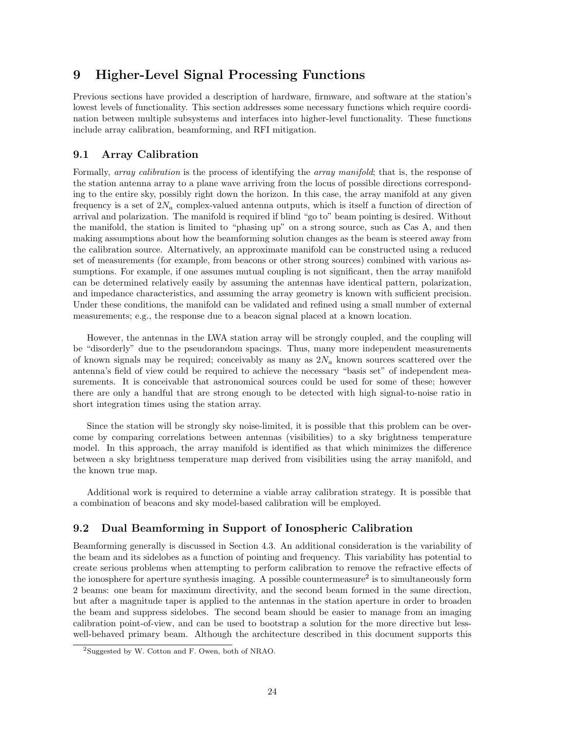# 9 Higher-Level Signal Processing Functions

Previous sections have provided a description of hardware, firmware, and software at the station's lowest levels of functionality. This section addresses some necessary functions which require coordination between multiple subsystems and interfaces into higher-level functionality. These functions include array calibration, beamforming, and RFI mitigation.

## 9.1 Array Calibration

Formally, *array calibration* is the process of identifying the *array manifold*; that is, the response of the station antenna array to a plane wave arriving from the locus of possible directions corresponding to the entire sky, possibly right down the horizon. In this case, the array manifold at any given frequency is a set of $2N_a$ complex-valued antenna outputs, which is itself a function of direction of arrival and polarization. The manifold is required if blind "go to" beam pointing is desired. Without the manifold, the station is limited to "phasing up" on a strong source, such as Cas A, and then making assumptions about how the beamforming solution changes as the beam is steered away from the calibration source. Alternatively, an approximate manifold can be constructed using a reduced set of measurements (for example, from beacons or other strong sources) combined with various assumptions. For example, if one assumes mutual coupling is not significant, then the array manifold can be determined relatively easily by assuming the antennas have identical pattern, polarization, and impedance characteristics, and assuming the array geometry is known with sufficient precision. Under these conditions, the manifold can be validated and refined using a small number of external measurements; e.g., the response due to a beacon signal placed at a known location.

However, the antennas in the LWA station array will be strongly coupled, and the coupling will be "disorderly" due to the pseudorandom spacings. Thus, many more independent measurements of known signals may be required; conceivably as many as $2N_a$ known sources scattered over the antenna's field of view could be required to achieve the necessary "basis set" of independent measurements. It is conceivable that astronomical sources could be used for some of these; however there are only a handful that are strong enough to be detected with high signal-to-noise ratio in short integration times using the station array.

Since the station will be strongly sky noise-limited, it is possible that this problem can be overcome by comparing correlations between antennas (visibilities) to a sky brightness temperature model. In this approach, the array manifold is identified as that which minimizes the difference between a sky brightness temperature map derived from visibilities using the array manifold, and the known true map.

Additional work is required to determine a viable array calibration strategy. It is possible that a combination of beacons and sky model-based calibration will be employed.

## 9.2 Dual Beamforming in Support of Ionospheric Calibration

Beamforming generally is discussed in Section 4.3. An additional consideration is the variability of the beam and its sidelobes as a function of pointing and frequency. This variability has potential to create serious problems when attempting to perform calibration to remove the refractive effects of the ionosphere for aperture synthesis imaging. A possible countermeasure[2] is to simultaneously form 2 beams: one beam for maximum directivity, and the second beam formed in the same direction, but after a magnitude taper is applied to the antennas in the station aperture in order to broaden the beam and suppress sidelobes. The second beam should be easier to manage from an imaging calibration point-of-view, and can be used to bootstrap a solution for the more directive but less-well-behaved primary beam. Although the architecture described in this document supports this

[2] Suggested by W. Cotton and F. Owen, both of NRAO.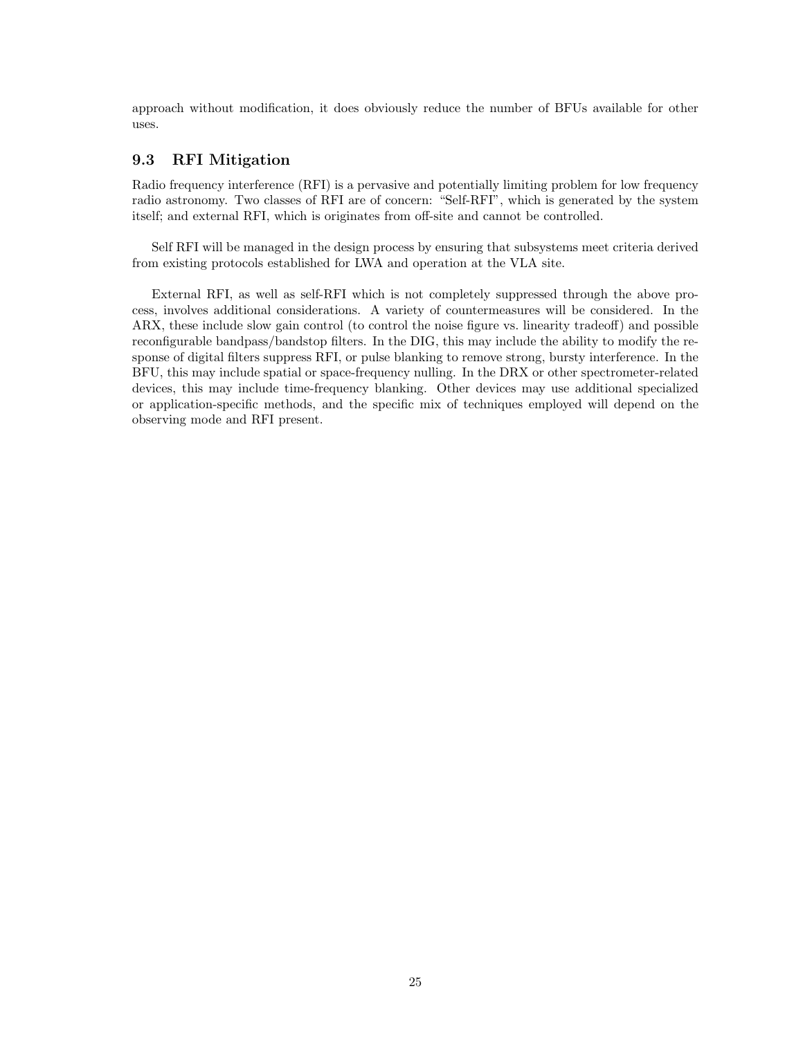approach without modification, it does obviously reduce the number of BFUs available for other uses.

## 9.3 RFI Mitigation

Radio frequency interference (RFI) is a pervasive and potentially limiting problem for low frequency radio astronomy. Two classes of RFI are of concern: "Self-RFI", which is generated by the system itself; and external RFI, which is originates from off-site and cannot be controlled.

Self RFI will be managed in the design process by ensuring that subsystems meet criteria derived from existing protocols established for LWA and operation at the VLA site.

External RFI, as well as self-RFI which is not completely suppressed through the above process, involves additional considerations. A variety of countermeasures will be considered. In the ARX, these include slow gain control (to control the noise figure vs. linearity tradeoff) and possible reconfigurable bandpass/bandstop filters. In the DIG, this may include the ability to modify the response of digital filters suppress RFI, or pulse blanking to remove strong, bursty interference. In the BFU, this may include spatial or space-frequency nulling. In the DRX or other spectrometer-related devices, this may include time-frequency blanking. Other devices may use additional specialized or application-specific methods, and the specific mix of techniques employed will depend on the observing mode and RFI present.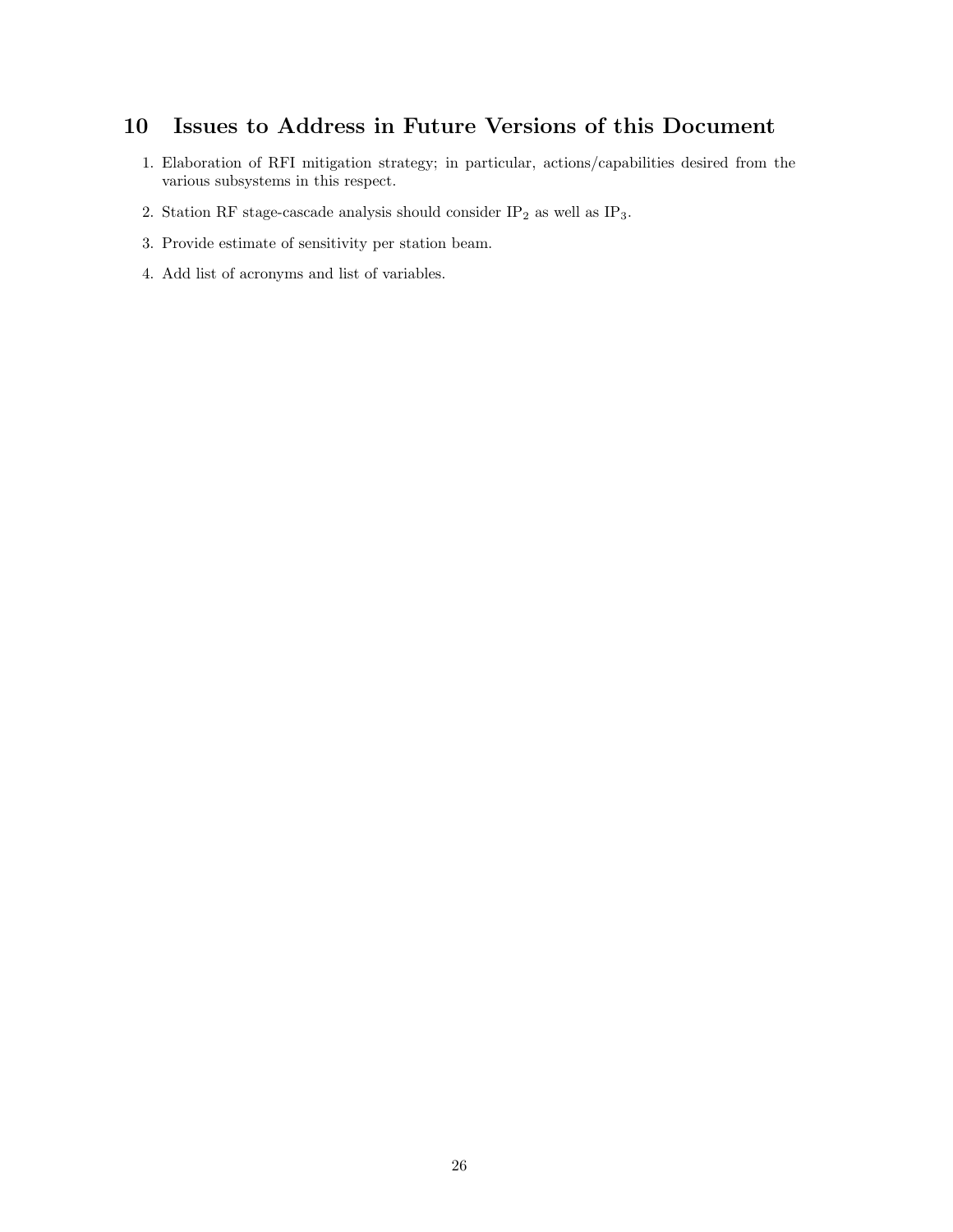# 10 Issues to Address in Future Versions of this Document

1. Elaboration of RFI mitigation strategy; in particular, actions/capabilities desired from the various subsystems in this respect.
2. Station RF stage-cascade analysis should consider $IP_2$ as well as $IP_3$.
3. Provide estimate of sensitivity per station beam.
4. Add list of acronyms and list of variables.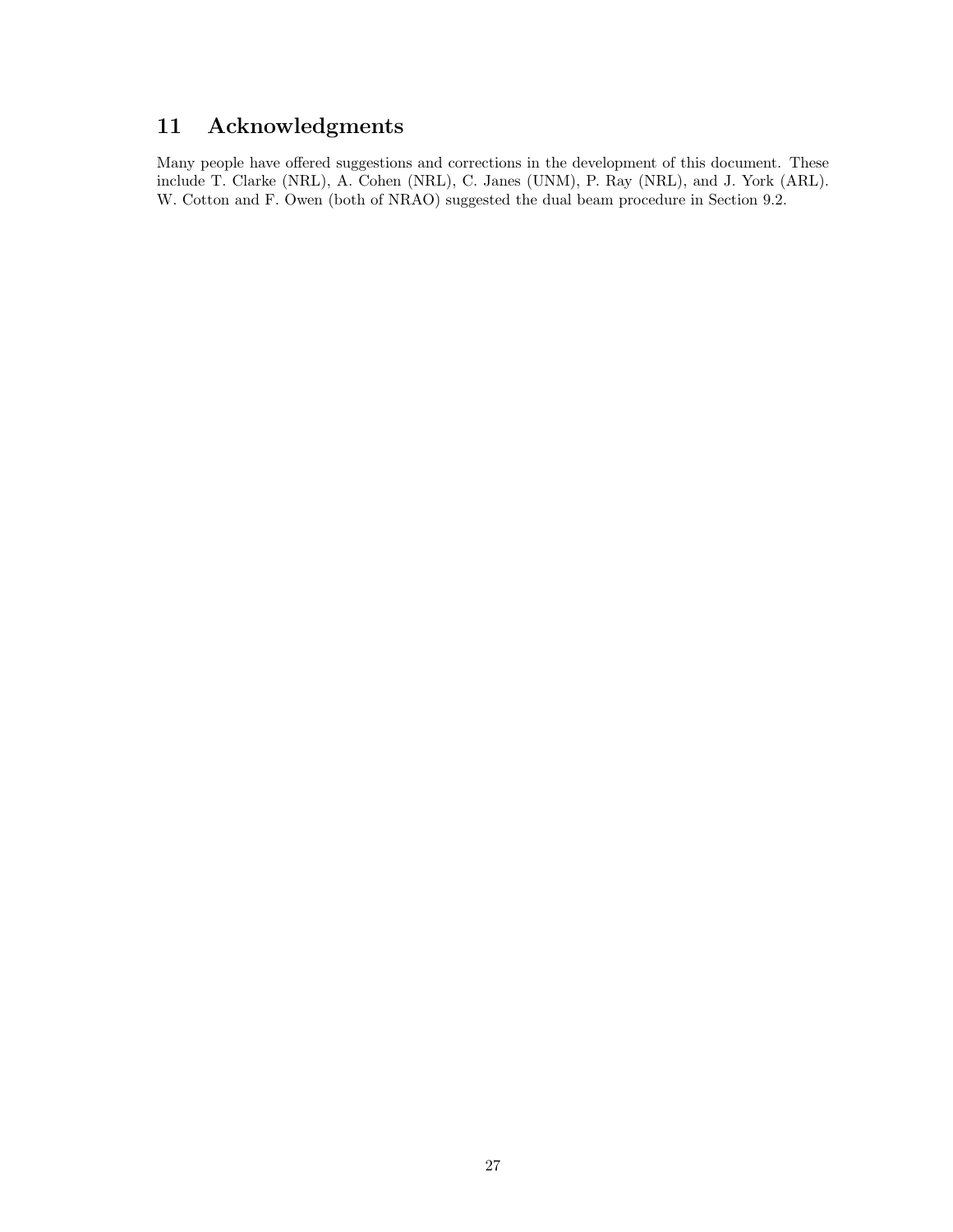# 11 Acknowledgments

Many people have offered suggestions and corrections in the development of this document. These include T. Clarke (NRL), A. Cohen (NRL), C. Janes (UNM), P. Ray (NRL), and J. York (ARL). W. Cotton and F. Owen (both of NRAO) suggested the dual beam procedure in Section 9.2.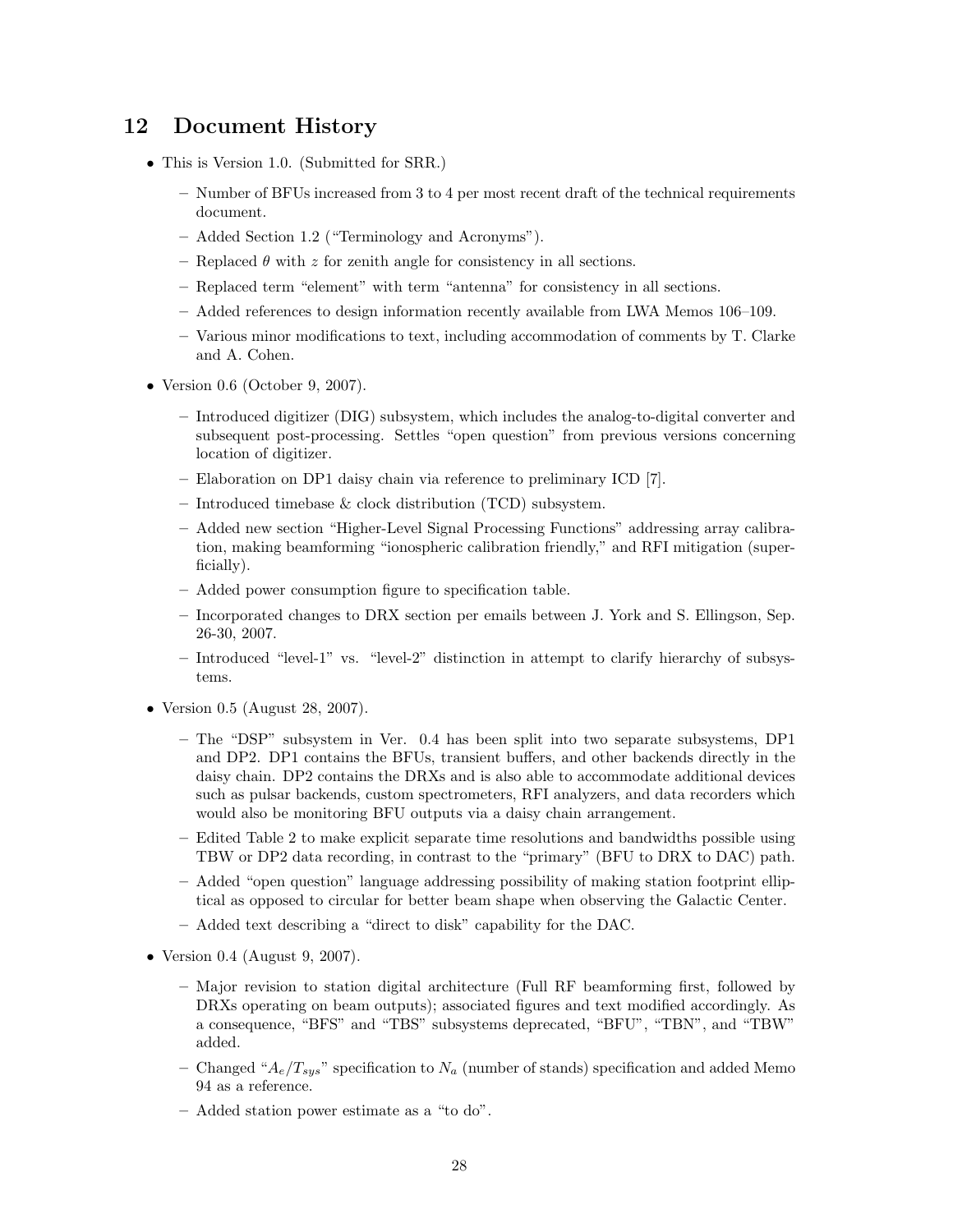## 12 Document History

- This is Version 1.0. (Submitted for SRR.)
  - Number of BFUs increased from 3 to 4 per most recent draft of the technical requirements document.
  - Added Section 1.2 ("Terminology and Acronyms").
  - Replaced $\theta$ with $z$ for zenith angle for consistency in all sections.
  - Replaced term "element" with term "antenna" for consistency in all sections.
  - Added references to design information recently available from LWA Memos 106–109.
  - Various minor modifications to text, including accommodation of comments by T. Clarke and A. Cohen.
- Version 0.6 (October 9, 2007).
  - Introduced digitizer (DIG) subsystem, which includes the analog-to-digital converter and subsequent post-processing. Settles "open question" from previous versions concerning location of digitizer.
  - Elaboration on DP1 daisy chain via reference to preliminary ICD [7].
  - Introduced timebase & clock distribution (TCD) subsystem.
  - Added new section "Higher-Level Signal Processing Functions" addressing array calibration, making beamforming "ionospheric calibration friendly," and RFI mitigation (superficially).
  - Added power consumption figure to specification table.
  - Incorporated changes to DRX section per emails between J. York and S. Ellingson, Sep. 26-30, 2007.
  - Introduced "level-1" vs. "level-2" distinction in attempt to clarify hierarchy of subsystems.
- Version 0.5 (August 28, 2007).
  - The "DSP" subsystem in Ver. 0.4 has been split into two separate subsystems, DP1 and DP2. DP1 contains the BFUs, transient buffers, and other backends directly in the daisy chain. DP2 contains the DRXs and is also able to accommodate additional devices such as pulsar backends, custom spectrometers, RFI analyzers, and data recorders which would also be monitoring BFU outputs via a daisy chain arrangement.
  - Edited Table 2 to make explicit separate time resolutions and bandwidths possible using TBW or DP2 data recording, in contrast to the "primary" (BFU to DRX to DAC) path.
  - Added "open question" language addressing possibility of making station footprint elliptical as opposed to circular for better beam shape when observing the Galactic Center.
  - Added text describing a "direct to disk" capability for the DAC.
- Version 0.4 (August 9, 2007).
  - Major revision to station digital architecture (Full RF beamforming first, followed by DRXs operating on beam outputs); associated figures and text modified accordingly. As a consequence, "BFS" and "TBS" subsystems deprecated, "BFU", "TBN", and "TBW" added.
  - Changed "$A_e/T_{sys}$" specification to $N_a$ (number of stands) specification and added Memo 94 as a reference.
  - Added station power estimate as a "to do".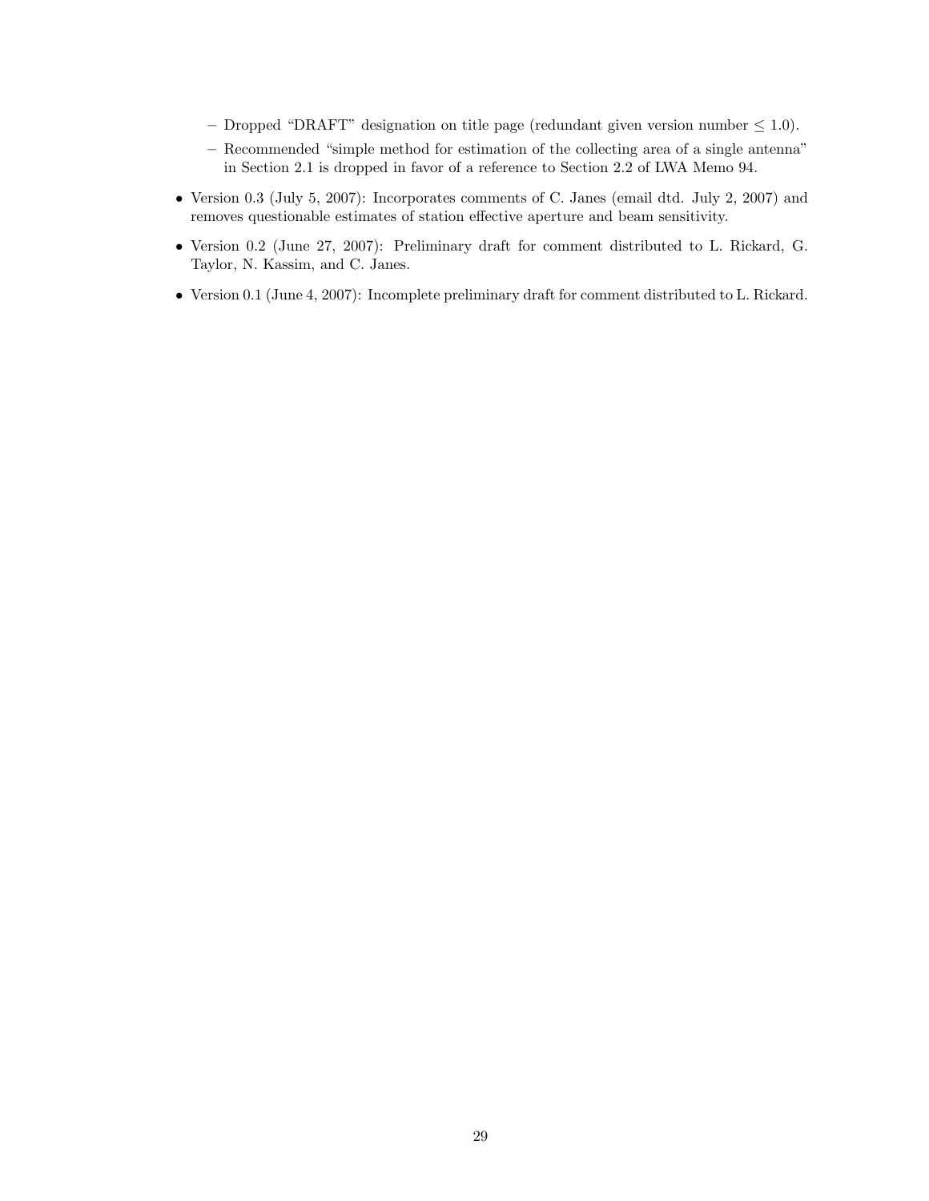- Dropped "DRAFT" designation on title page (redundant given version number $\leq$ 1.0).
  - Recommended "simple method for estimation of the collecting area of a single antenna" in Section 2.1 is dropped in favor of a reference to Section 2.2 of LWA Memo 94.

- Version 0.3 (July 5, 2007): Incorporates comments of C. Janes (email dtd. July 2, 2007) and removes questionable estimates of station effective aperture and beam sensitivity.
- Version 0.2 (June 27, 2007): Preliminary draft for comment distributed to L. Rickard, G. Taylor, N. Kassim, and C. Janes.
- Version 0.1 (June 4, 2007): Incomplete preliminary draft for comment distributed to L. Rickard.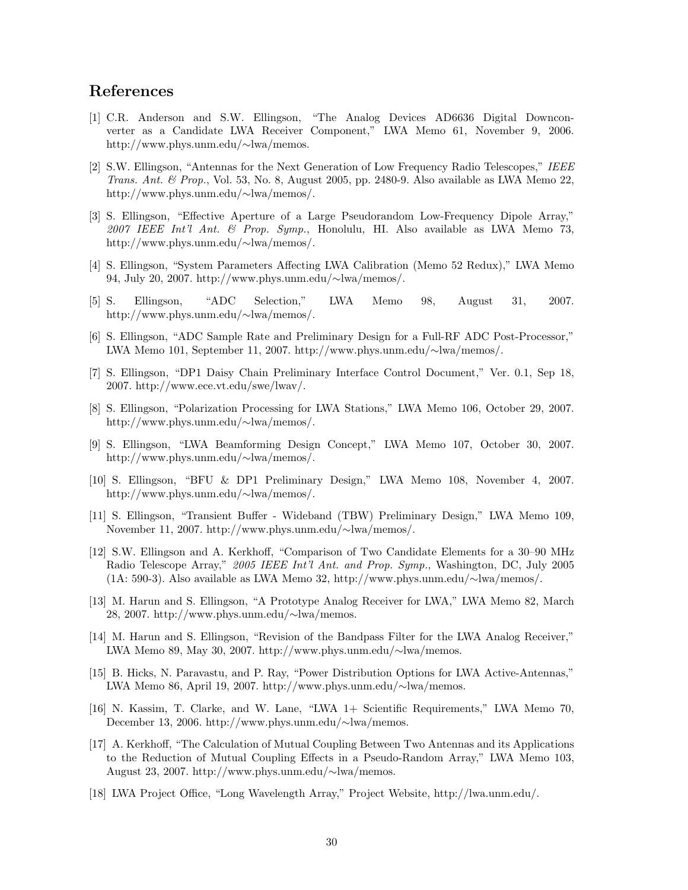## References

[1] C.R. Anderson and S.W. Ellingson, "The Analog Devices AD6636 Digital Downconverter as a Candidate LWA Receiver Component," LWA Memo 61, November 9, 2006. http://www.phys.unm.edu/∼lwa/memos.

[2] S.W. Ellingson, "Antennas for the Next Generation of Low Frequency Radio Telescopes," *IEEE Trans. Ant. & Prop.*, Vol. 53, No. 8, August 2005, pp. 2480-9. Also available as LWA Memo 22, http://www.phys.unm.edu/∼lwa/memos/.

[3] S. Ellingson, "Effective Aperture of a Large Pseudorandom Low-Frequency Dipole Array," *2007 IEEE Int'l Ant. & Prop. Symp.*, Honolulu, HI. Also available as LWA Memo 73, http://www.phys.unm.edu/∼lwa/memos/.

[4] S. Ellingson, "System Parameters Affecting LWA Calibration (Memo 52 Redux)," LWA Memo 94, July 20, 2007. http://www.phys.unm.edu/∼lwa/memos/.

[5] S. Ellingson, "ADC Selection," LWA Memo 98, August 31, 2007. http://www.phys.unm.edu/∼lwa/memos/.

[6] S. Ellingson, "ADC Sample Rate and Preliminary Design for a Full-RF ADC Post-Processor," LWA Memo 101, September 11, 2007. http://www.phys.unm.edu/∼lwa/memos/.

[7] S. Ellingson, "DP1 Daisy Chain Preliminary Interface Control Document," Ver. 0.1, Sep 18, 2007. http://www.ece.vt.edu/swe/lwav/.

[8] S. Ellingson, "Polarization Processing for LWA Stations," LWA Memo 106, October 29, 2007. http://www.phys.unm.edu/∼lwa/memos/.

[9] S. Ellingson, "LWA Beamforming Design Concept," LWA Memo 107, October 30, 2007. http://www.phys.unm.edu/∼lwa/memos/.

[10] S. Ellingson, "BFU & DP1 Preliminary Design," LWA Memo 108, November 4, 2007. http://www.phys.unm.edu/∼lwa/memos/.

[11] S. Ellingson, "Transient Buffer - Wideband (TBW) Preliminary Design," LWA Memo 109, November 11, 2007. http://www.phys.unm.edu/∼lwa/memos/.

[12] S.W. Ellingson and A. Kerkhoff, "Comparison of Two Candidate Elements for a 30–90 MHz Radio Telescope Array," *2005 IEEE Int'l Ant. and Prop. Symp.*, Washington, DC, July 2005 (1A: 590-3). Also available as LWA Memo 32, http://www.phys.unm.edu/∼lwa/memos/.

[13] M. Harun and S. Ellingson, "A Prototype Analog Receiver for LWA," LWA Memo 82, March 28, 2007. http://www.phys.unm.edu/∼lwa/memos.

[14] M. Harun and S. Ellingson, "Revision of the Bandpass Filter for the LWA Analog Receiver," LWA Memo 89, May 30, 2007. http://www.phys.unm.edu/∼lwa/memos.

[15] B. Hicks, N. Paravastu, and P. Ray, "Power Distribution Options for LWA Active-Antennas," LWA Memo 86, April 19, 2007. http://www.phys.unm.edu/∼lwa/memos.

[16] N. Kassim, T. Clarke, and W. Lane, "LWA 1+ Scientific Requirements," LWA Memo 70, December 13, 2006. http://www.phys.unm.edu/∼lwa/memos.

[17] A. Kerkhoff, "The Calculation of Mutual Coupling Between Two Antennas and its Applications to the Reduction of Mutual Coupling Effects in a Pseudo-Random Array," LWA Memo 103, August 23, 2007. http://www.phys.unm.edu/∼lwa/memos.

[18] LWA Project Office, "Long Wavelength Array," Project Website, http://lwa.unm.edu/.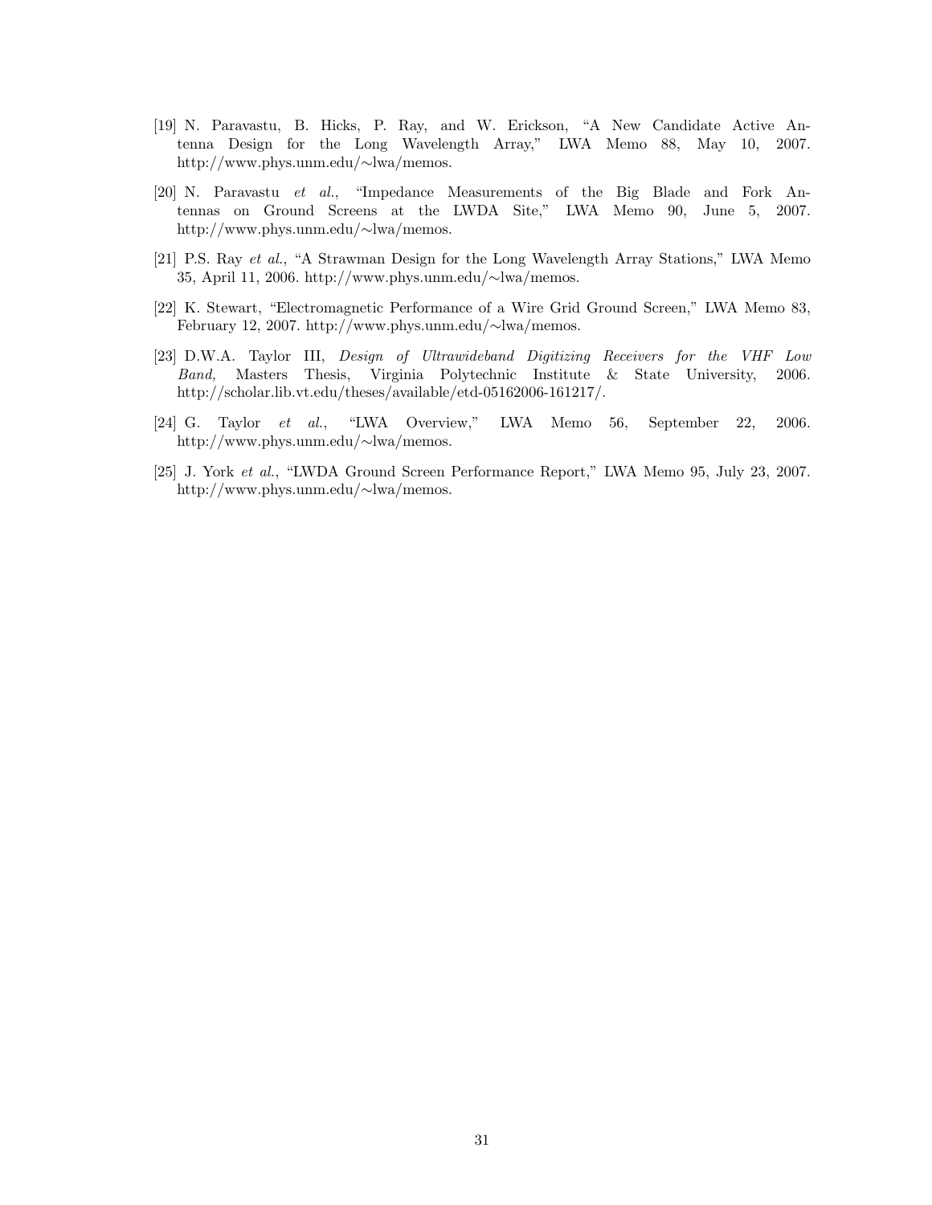[19] N. Paravastu, B. Hicks, P. Ray, and W. Erickson, "A New Candidate Active Antenna Design for the Long Wavelength Array," LWA Memo 88, May 10, 2007. http://www.phys.unm.edu/∼lwa/memos.

[20] N. Paravastu *et al.*, "Impedance Measurements of the Big Blade and Fork Antennas on Ground Screens at the LWDA Site," LWA Memo 90, June 5, 2007. http://www.phys.unm.edu/∼lwa/memos.

[21] P.S. Ray *et al.*, "A Strawman Design for the Long Wavelength Array Stations," LWA Memo 35, April 11, 2006. http://www.phys.unm.edu/∼lwa/memos.

[22] K. Stewart, "Electromagnetic Performance of a Wire Grid Ground Screen," LWA Memo 83, February 12, 2007. http://www.phys.unm.edu/∼lwa/memos.

[23] D.W.A. Taylor III, *Design of Ultrawideband Digitizing Receivers for the VHF Low Band,* Masters Thesis, Virginia Polytechnic Institute & State University, 2006. http://scholar.lib.vt.edu/theses/available/etd-05162006-161217/.

[24] G. Taylor *et al.*, "LWA Overview," LWA Memo 56, September 22, 2006. http://www.phys.unm.edu/∼lwa/memos.

[25] J. York *et al.*, "LWDA Ground Screen Performance Report," LWA Memo 95, July 23, 2007. http://www.phys.unm.edu/∼lwa/memos.